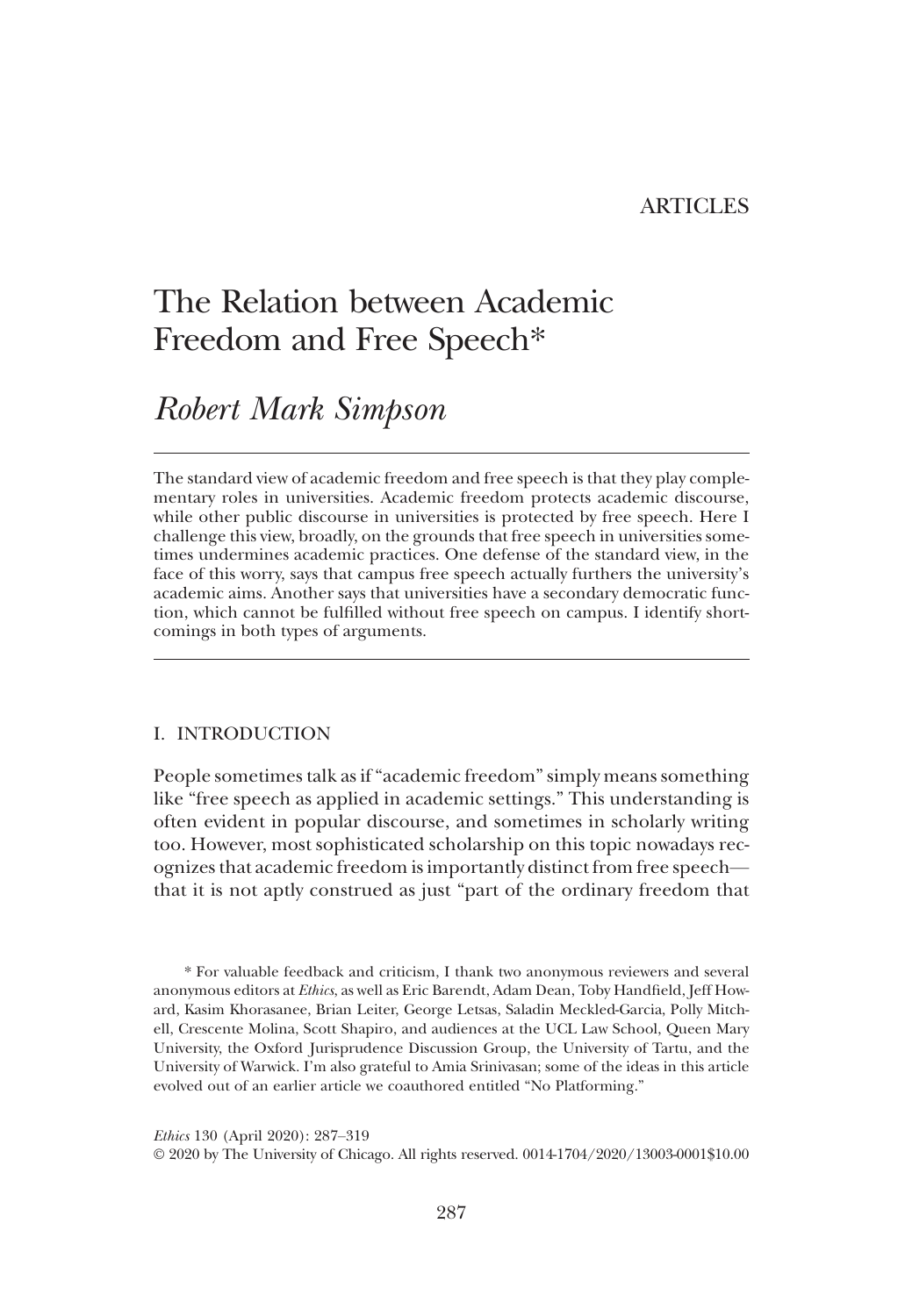ARTICLES

# The Relation between Academic Freedom and Free Speech*

## *Robert Mark Simpson*

The standard view of academic freedom and free speech is that they play complementary roles in universities. Academic freedom protects academic discourse, while other public discourse in universities is protected by free speech. Here I challenge this view, broadly, on the grounds that free speech in universities sometimes undermines academic practices. One defense of the standard view, in the face of this worry, says that campus free speech actually furthers the university's academic aims. Another says that universities have a secondary democratic function, which cannot be fulfilled without free speech on campus. I identify shortcomings in both types of arguments.

### I. INTRODUCTION

People sometimes talk as if "academic freedom" simply means something like "free speech as applied in academic settings." This understanding is often evident in popular discourse, and sometimes in scholarly writing too. However, most sophisticated scholarship on this topic nowadays recognizes that academic freedom is importantly distinct from free speech—that it is not aptly construed as just "part of the ordinary freedom that

\* For valuable feedback and criticism, I thank two anonymous reviewers and several anonymous editors at *Ethics*, as well as Eric Barendt, Adam Dean, Toby Handfield, Jeff Howard, Kasim Khorasanee, Brian Leiter, George Letsas, Saladin Meckled-Garcia, Polly Mitchell, Crescente Molina, Scott Shapiro, and audiences at the UCL Law School, Queen Mary University, the Oxford Jurisprudence Discussion Group, the University of Tartu, and the University of Warwick. I'm also grateful to Amia Srinivasan; some of the ideas in this article evolved out of an earlier article we coauthored entitled "No Platforming."

*Ethics* 130 (April 2020): 287–319
© 2020 by The University of Chicago. All rights reserved. 0014-1704/2020/13003-0001$10.00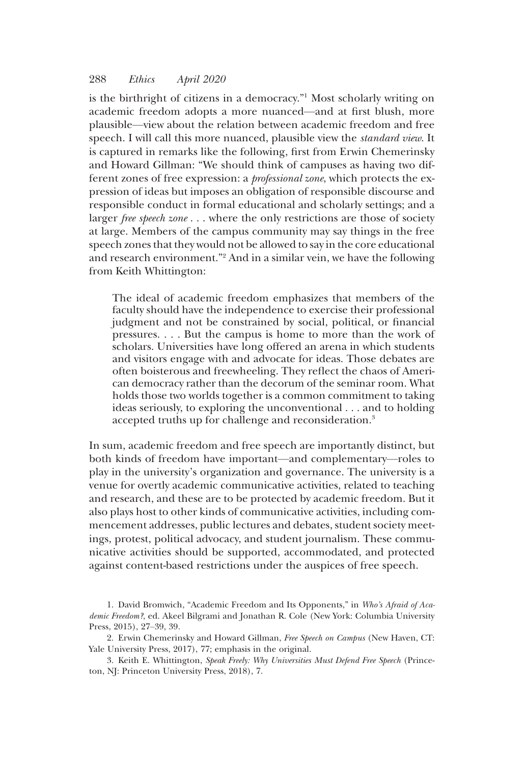is the birthright of citizens in a democracy."[1] Most scholarly writing on academic freedom adopts a more nuanced—and at first blush, more plausible—view about the relation between academic freedom and free speech. I will call this more nuanced, plausible view the *standard view*. It is captured in remarks like the following, first from Erwin Chemerinsky and Howard Gillman: "We should think of campuses as having two different zones of free expression: a *professional zone*, which protects the expression of ideas but imposes an obligation of responsible discourse and responsible conduct in formal educational and scholarly settings; and a larger *free speech zone* . . . where the only restrictions are those of society at large. Members of the campus community may say things in the free speech zones that they would not be allowed to say in the core educational and research environment."[2] And in a similar vein, we have the following from Keith Whittington:

> The ideal of academic freedom emphasizes that members of the faculty should have the independence to exercise their professional judgment and not be constrained by social, political, or financial pressures. . . . But the campus is home to more than the work of scholars. Universities have long offered an arena in which students and visitors engage with and advocate for ideas. Those debates are often boisterous and freewheeling. They reflect the chaos of American democracy rather than the decorum of the seminar room. What holds those two worlds together is a common commitment to taking ideas seriously, to exploring the unconventional . . . and to holding accepted truths up for challenge and reconsideration.[3]

In sum, academic freedom and free speech are importantly distinct, but both kinds of freedom have important—and complementary—roles to play in the university's organization and governance. The university is a venue for overtly academic communicative activities, related to teaching and research, and these are to be protected by academic freedom. But it also plays host to other kinds of communicative activities, including commencement addresses, public lectures and debates, student society meetings, protest, political advocacy, and student journalism. These communicative activities should be supported, accommodated, and protected against content-based restrictions under the auspices of free speech.

1. David Bromwich, "Academic Freedom and Its Opponents," in *Who's Afraid of Academic Freedom?*, ed. Akeel Bilgrami and Jonathan R. Cole (New York: Columbia University Press, 2015), 27–39, 39.

2. Erwin Chemerinsky and Howard Gillman, *Free Speech on Campus* (New Haven, CT: Yale University Press, 2017), 77; emphasis in the original.

3. Keith E. Whittington, *Speak Freely: Why Universities Must Defend Free Speech* (Princeton, NJ: Princeton University Press, 2018), 7.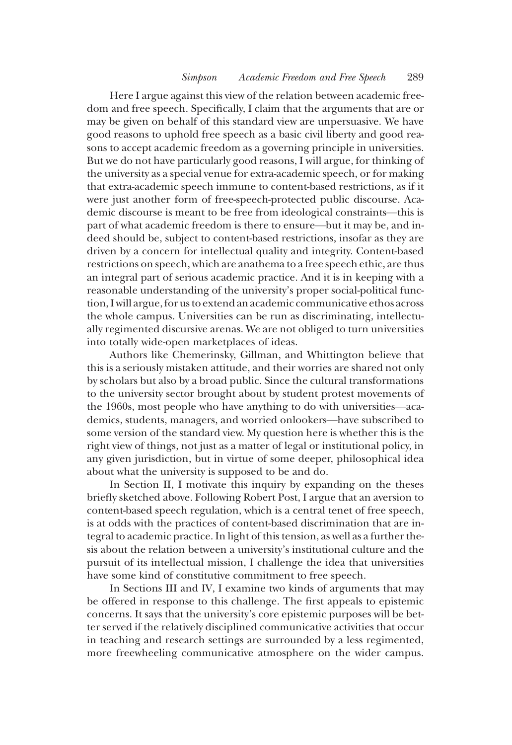Here I argue against this view of the relation between academic freedom and free speech. Specifically, I claim that the arguments that are or may be given on behalf of this standard view are unpersuasive. We have good reasons to uphold free speech as a basic civil liberty and good reasons to accept academic freedom as a governing principle in universities. But we do not have particularly good reasons, I will argue, for thinking of the university as a special venue for extra-academic speech, or for making that extra-academic speech immune to content-based restrictions, as if it were just another form of free-speech-protected public discourse. Academic discourse is meant to be free from ideological constraints—this is part of what academic freedom is there to ensure—but it may be, and indeed should be, subject to content-based restrictions, insofar as they are driven by a concern for intellectual quality and integrity. Content-based restrictions on speech, which are anathema to a free speech ethic, are thus an integral part of serious academic practice. And it is in keeping with a reasonable understanding of the university's proper social-political function, I will argue, for us to extend an academic communicative ethos across the whole campus. Universities can be run as discriminating, intellectually regimented discursive arenas. We are not obliged to turn universities into totally wide-open marketplaces of ideas.

Authors like Chemerinsky, Gillman, and Whittington believe that this is a seriously mistaken attitude, and their worries are shared not only by scholars but also by a broad public. Since the cultural transformations to the university sector brought about by student protest movements of the 1960s, most people who have anything to do with universities—academics, students, managers, and worried onlookers—have subscribed to some version of the standard view. My question here is whether this is the right view of things, not just as a matter of legal or institutional policy, in any given jurisdiction, but in virtue of some deeper, philosophical idea about what the university is supposed to be and do.

In Section II, I motivate this inquiry by expanding on the theses briefly sketched above. Following Robert Post, I argue that an aversion to content-based speech regulation, which is a central tenet of free speech, is at odds with the practices of content-based discrimination that are integral to academic practice. In light of this tension, as well as a further thesis about the relation between a university's institutional culture and the pursuit of its intellectual mission, I challenge the idea that universities have some kind of constitutive commitment to free speech.

In Sections III and IV, I examine two kinds of arguments that may be offered in response to this challenge. The first appeals to epistemic concerns. It says that the university's core epistemic purposes will be better served if the relatively disciplined communicative activities that occur in teaching and research settings are surrounded by a less regimented, more freewheeling communicative atmosphere on the wider campus.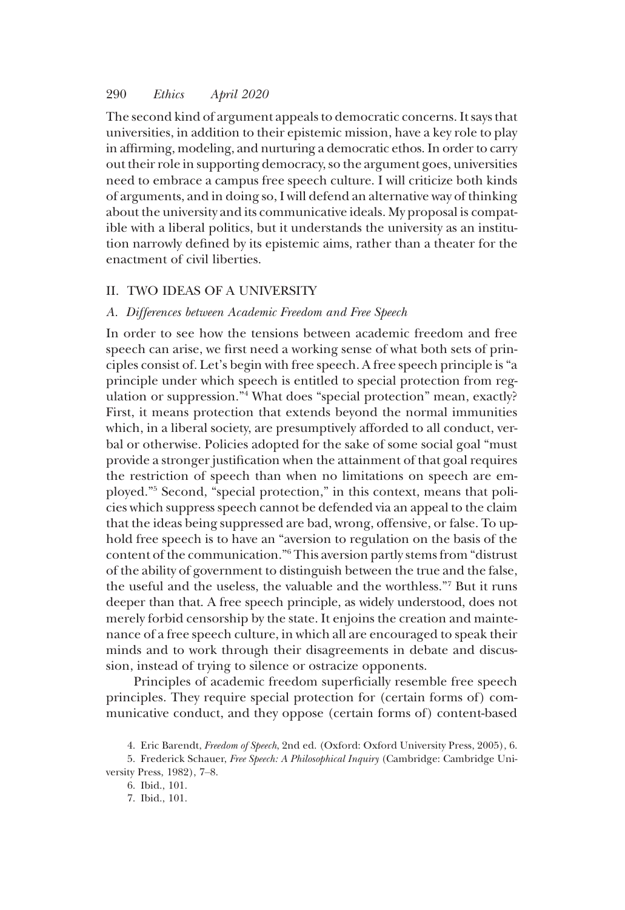The second kind of argument appeals to democratic concerns. It says that universities, in addition to their epistemic mission, have a key role to play in affirming, modeling, and nurturing a democratic ethos. In order to carry out their role in supporting democracy, so the argument goes, universities need to embrace a campus free speech culture. I will criticize both kinds of arguments, and in doing so, I will defend an alternative way of thinking about the university and its communicative ideals. My proposal is compatible with a liberal politics, but it understands the university as an institution narrowly defined by its epistemic aims, rather than a theater for the enactment of civil liberties.

## II. TWO IDEAS OF A UNIVERSITY

### A. *Differences between Academic Freedom and Free Speech*

In order to see how the tensions between academic freedom and free speech can arise, we first need a working sense of what both sets of principles consist of. Let's begin with free speech. A free speech principle is "a principle under which speech is entitled to special protection from regulation or suppression."[4] What does "special protection" mean, exactly? First, it means protection that extends beyond the normal immunities which, in a liberal society, are presumptively afforded to all conduct, verbal or otherwise. Policies adopted for the sake of some social goal "must provide a stronger justification when the attainment of that goal requires the restriction of speech than when no limitations on speech are employed."[5] Second, "special protection," in this context, means that policies which suppress speech cannot be defended via an appeal to the claim that the ideas being suppressed are bad, wrong, offensive, or false. To uphold free speech is to have an "aversion to regulation on the basis of the content of the communication."[6] This aversion partly stems from "distrust of the ability of government to distinguish between the true and the false, the useful and the useless, the valuable and the worthless."[7] But it runs deeper than that. A free speech principle, as widely understood, does not merely forbid censorship by the state. It enjoins the creation and maintenance of a free speech culture, in which all are encouraged to speak their minds and to work through their disagreements in debate and discussion, instead of trying to silence or ostracize opponents.

Principles of academic freedom superficially resemble free speech principles. They require special protection for (certain forms of) communicative conduct, and they oppose (certain forms of) content-based

4. Eric Barendt, *Freedom of Speech*, 2nd ed. (Oxford: Oxford University Press, 2005), 6.

5. Frederick Schauer, *Free Speech: A Philosophical Inquiry* (Cambridge: Cambridge University Press, 1982), 7–8.

6. Ibid., 101.

7. Ibid., 101.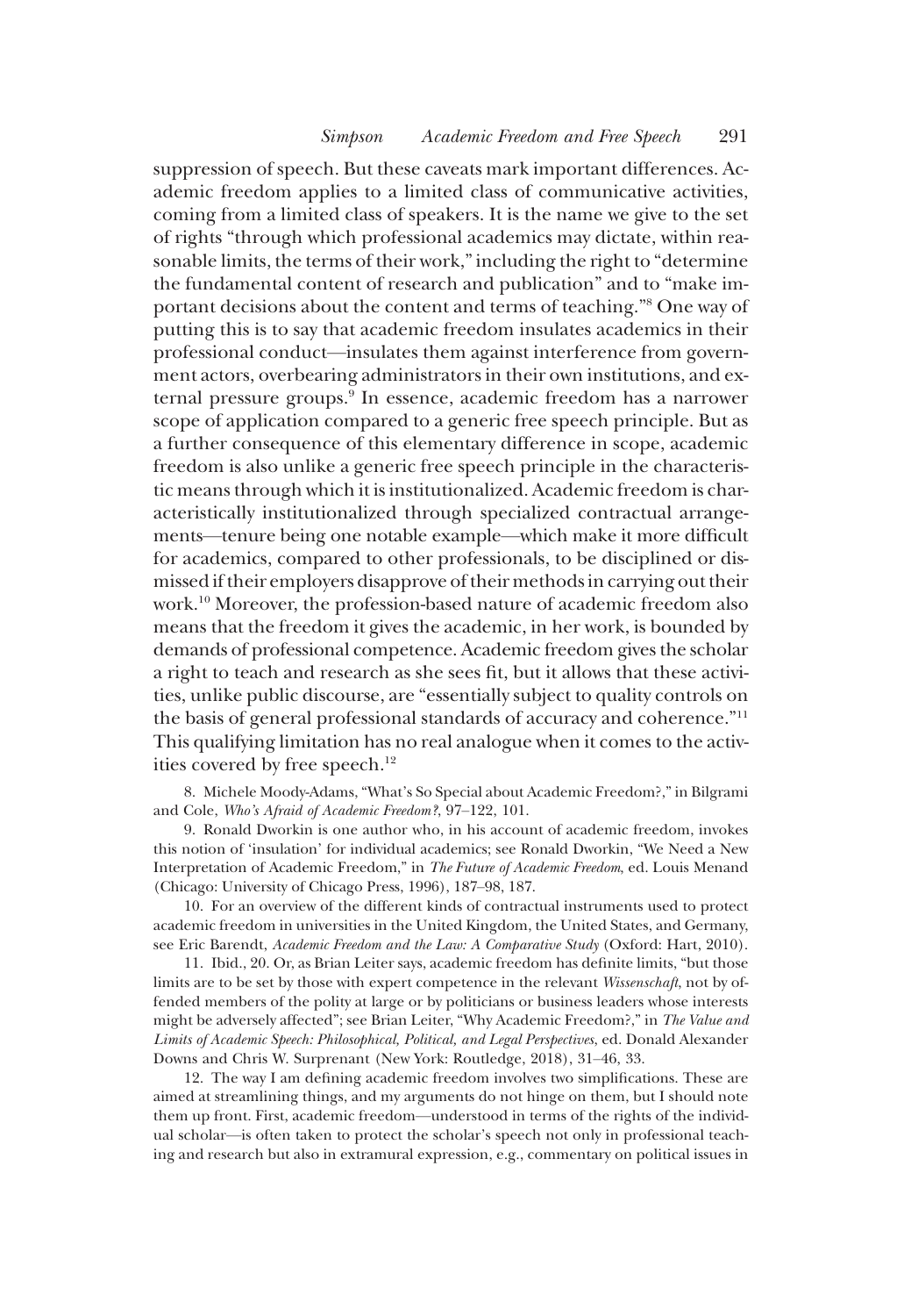suppression of speech. But these caveats mark important differences. Academic freedom applies to a limited class of communicative activities, coming from a limited class of speakers. It is the name we give to the set of rights "through which professional academics may dictate, within reasonable limits, the terms of their work," including the right to "determine the fundamental content of research and publication" and to "make important decisions about the content and terms of teaching."[8] One way of putting this is to say that academic freedom insulates academics in their professional conduct—insulates them against interference from government actors, overbearing administrators in their own institutions, and external pressure groups.[9] In essence, academic freedom has a narrower scope of application compared to a generic free speech principle. But as a further consequence of this elementary difference in scope, academic freedom is also unlike a generic free speech principle in the characteristic means through which it is institutionalized. Academic freedom is characteristically institutionalized through specialized contractual arrangements—tenure being one notable example—which make it more difficult for academics, compared to other professionals, to be disciplined or dismissed if their employers disapprove of their methods in carrying out their work.[10] Moreover, the profession-based nature of academic freedom also means that the freedom it gives the academic, in her work, is bounded by demands of professional competence. Academic freedom gives the scholar a right to teach and research as she sees fit, but it allows that these activities, unlike public discourse, are "essentially subject to quality controls on the basis of general professional standards of accuracy and coherence."[11] This qualifying limitation has no real analogue when it comes to the activities covered by free speech.[12]

8. Michele Moody-Adams, "What's So Special about Academic Freedom?," in Bilgrami and Cole, *Who's Afraid of Academic Freedom?*, 97–122, 101.

9. Ronald Dworkin is one author who, in his account of academic freedom, invokes this notion of 'insulation' for individual academics; see Ronald Dworkin, "We Need a New Interpretation of Academic Freedom," in *The Future of Academic Freedom*, ed. Louis Menand (Chicago: University of Chicago Press, 1996), 187–98, 187.

10. For an overview of the different kinds of contractual instruments used to protect academic freedom in universities in the United Kingdom, the United States, and Germany, see Eric Barendt, *Academic Freedom and the Law: A Comparative Study* (Oxford: Hart, 2010).

11. Ibid., 20. Or, as Brian Leiter says, academic freedom has definite limits, "but those limits are to be set by those with expert competence in the relevant *Wissenschaft*, not by offended members of the polity at large or by politicians or business leaders whose interests might be adversely affected"; see Brian Leiter, "Why Academic Freedom?," in *The Value and Limits of Academic Speech: Philosophical, Political, and Legal Perspectives*, ed. Donald Alexander Downs and Chris W. Surprenant (New York: Routledge, 2018), 31–46, 33.

12. The way I am defining academic freedom involves two simplifications. These are aimed at streamlining things, and my arguments do not hinge on them, but I should note them up front. First, academic freedom—understood in terms of the rights of the individual scholar—is often taken to protect the scholar's speech not only in professional teaching and research but also in extramural expression, e.g., commentary on political issues in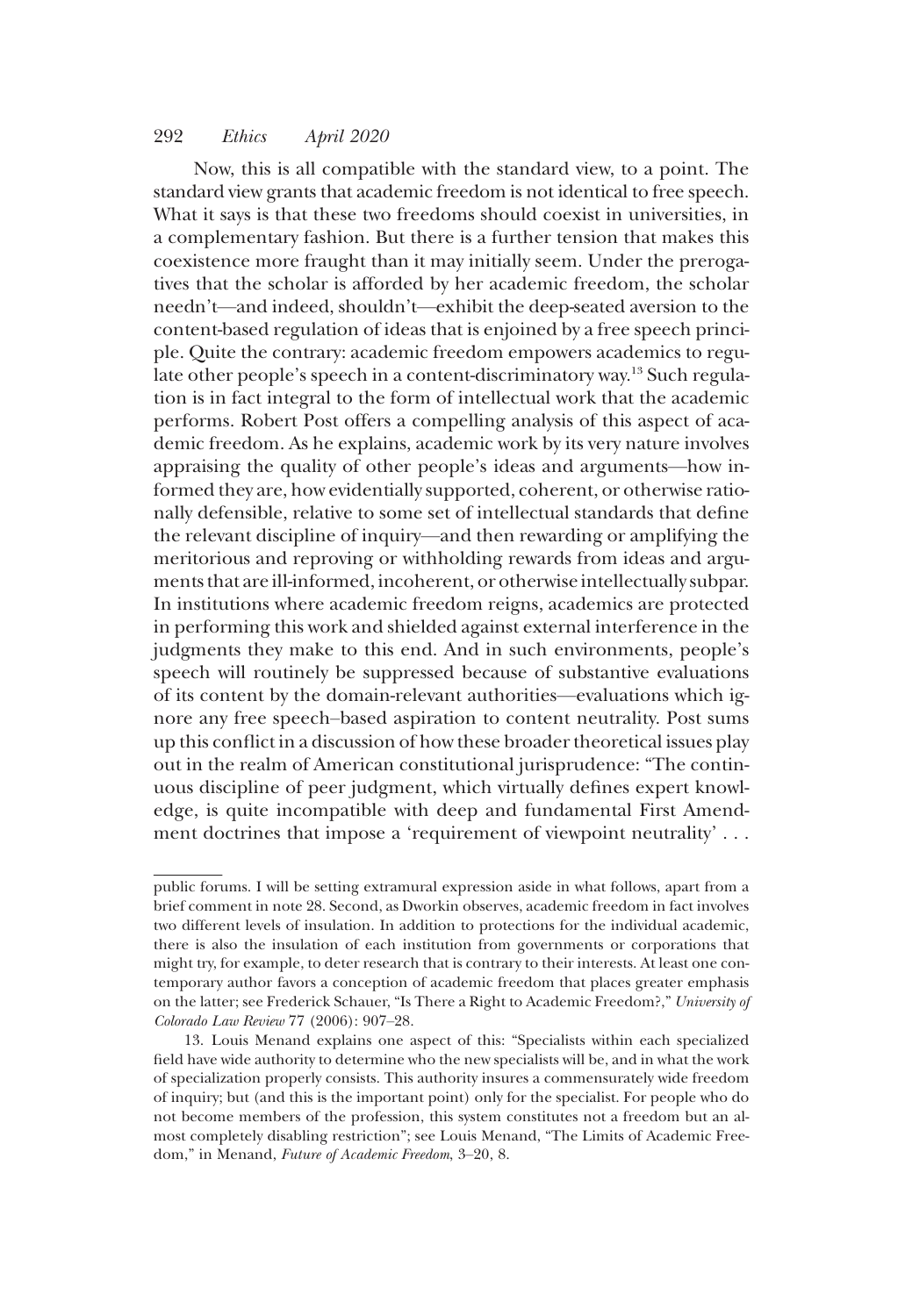Now, this is all compatible with the standard view, to a point. The standard view grants that academic freedom is not identical to free speech. What it says is that these two freedoms should coexist in universities, in a complementary fashion. But there is a further tension that makes this coexistence more fraught than it may initially seem. Under the prerogatives that the scholar is afforded by her academic freedom, the scholar needn't—and indeed, shouldn't—exhibit the deep-seated aversion to the content-based regulation of ideas that is enjoined by a free speech principle. Quite the contrary: academic freedom empowers academics to regulate other people's speech in a content-discriminatory way.[13] Such regulation is in fact integral to the form of intellectual work that the academic performs. Robert Post offers a compelling analysis of this aspect of academic freedom. As he explains, academic work by its very nature involves appraising the quality of other people's ideas and arguments—how informed they are, how evidentially supported, coherent, or otherwise rationally defensible, relative to some set of intellectual standards that define the relevant discipline of inquiry—and then rewarding or amplifying the meritorious and reproving or withholding rewards from ideas and arguments that are ill-informed, incoherent, or otherwise intellectually subpar. In institutions where academic freedom reigns, academics are protected in performing this work and shielded against external interference in the judgments they make to this end. And in such environments, people's speech will routinely be suppressed because of substantive evaluations of its content by the domain-relevant authorities—evaluations which ignore any free speech–based aspiration to content neutrality. Post sums up this conflict in a discussion of how these broader theoretical issues play out in the realm of American constitutional jurisprudence: "The continuous discipline of peer judgment, which virtually defines expert knowledge, is quite incompatible with deep and fundamental First Amendment doctrines that impose a 'requirement of viewpoint neutrality' . . .

---

public forums. I will be setting extramural expression aside in what follows, apart from a brief comment in note 28. Second, as Dworkin observes, academic freedom in fact involves two different levels of insulation. In addition to protections for the individual academic, there is also the insulation of each institution from governments or corporations that might try, for example, to deter research that is contrary to their interests. At least one contemporary author favors a conception of academic freedom that places greater emphasis on the latter; see Frederick Schauer, "Is There a Right to Academic Freedom?," *University of Colorado Law Review* 77 (2006): 907–28.

13. Louis Menand explains one aspect of this: "Specialists within each specialized field have wide authority to determine who the new specialists will be, and in what the work of specialization properly consists. This authority insures a commensurately wide freedom of inquiry; but (and this is the important point) only for the specialist. For people who do not become members of the profession, this system constitutes not a freedom but an almost completely disabling restriction"; see Louis Menand, "The Limits of Academic Freedom," in Menand, *Future of Academic Freedom*, 3–20, 8.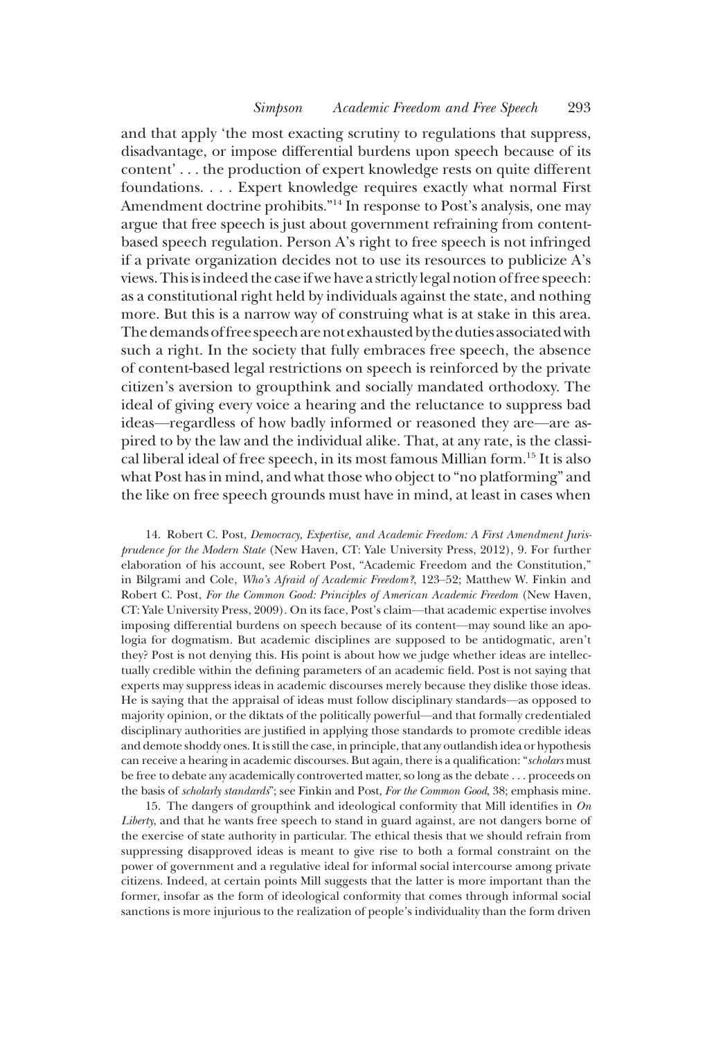and that apply 'the most exacting scrutiny to regulations that suppress, disadvantage, or impose differential burdens upon speech because of its content' . . . the production of expert knowledge rests on quite different foundations. . . . Expert knowledge requires exactly what normal First Amendment doctrine prohibits."[14] In response to Post's analysis, one may argue that free speech is just about government refraining from content-based speech regulation. Person A's right to free speech is not infringed if a private organization decides not to use its resources to publicize A's views. This is indeed the case if we have a strictly legal notion of free speech: as a constitutional right held by individuals against the state, and nothing more. But this is a narrow way of construing what is at stake in this area. The demands of free speech are not exhausted by the duties associated with such a right. In the society that fully embraces free speech, the absence of content-based legal restrictions on speech is reinforced by the private citizen's aversion to groupthink and socially mandated orthodoxy. The ideal of giving every voice a hearing and the reluctance to suppress bad ideas—regardless of how badly informed or reasoned they are—are aspired to by the law and the individual alike. That, at any rate, is the classical liberal ideal of free speech, in its most famous Millian form.[15] It is also what Post has in mind, and what those who object to "no platforming" and the like on free speech grounds must have in mind, at least in cases when

14. Robert C. Post, *Democracy, Expertise, and Academic Freedom: A First Amendment Jurisprudence for the Modern State* (New Haven, CT: Yale University Press, 2012), 9. For further elaboration of his account, see Robert Post, "Academic Freedom and the Constitution," in Bilgrami and Cole, *Who's Afraid of Academic Freedom?*, 123–52; Matthew W. Finkin and Robert C. Post, *For the Common Good: Principles of American Academic Freedom* (New Haven, CT: Yale University Press, 2009). On its face, Post's claim—that academic expertise involves imposing differential burdens on speech because of its content—may sound like an apologia for dogmatism. But academic disciplines are supposed to be antidogmatic, aren't they? Post is not denying this. His point is about how we judge whether ideas are intellectually credible within the defining parameters of an academic field. Post is not saying that experts may suppress ideas in academic discourses merely because they dislike those ideas. He is saying that the appraisal of ideas must follow disciplinary standards—as opposed to majority opinion, or the diktats of the politically powerful—and that formally credentialed disciplinary authorities are justified in applying those standards to promote credible ideas and demote shoddy ones. It is still the case, in principle, that any outlandish idea or hypothesis can receive a hearing in academic discourses. But again, there is a qualification: "*scholars* must be free to debate any academically controverted matter, so long as the debate . . . proceeds on the basis of *scholarly standards*"; see Finkin and Post, *For the Common Good*, 38; emphasis mine.

15. The dangers of groupthink and ideological conformity that Mill identifies in *On Liberty*, and that he wants free speech to stand in guard against, are not dangers borne of the exercise of state authority in particular. The ethical thesis that we should refrain from suppressing disapproved ideas is meant to give rise to both a formal constraint on the power of government and a regulative ideal for informal social intercourse among private citizens. Indeed, at certain points Mill suggests that the latter is more important than the former, insofar as the form of ideological conformity that comes through informal social sanctions is more injurious to the realization of people's individuality than the form driven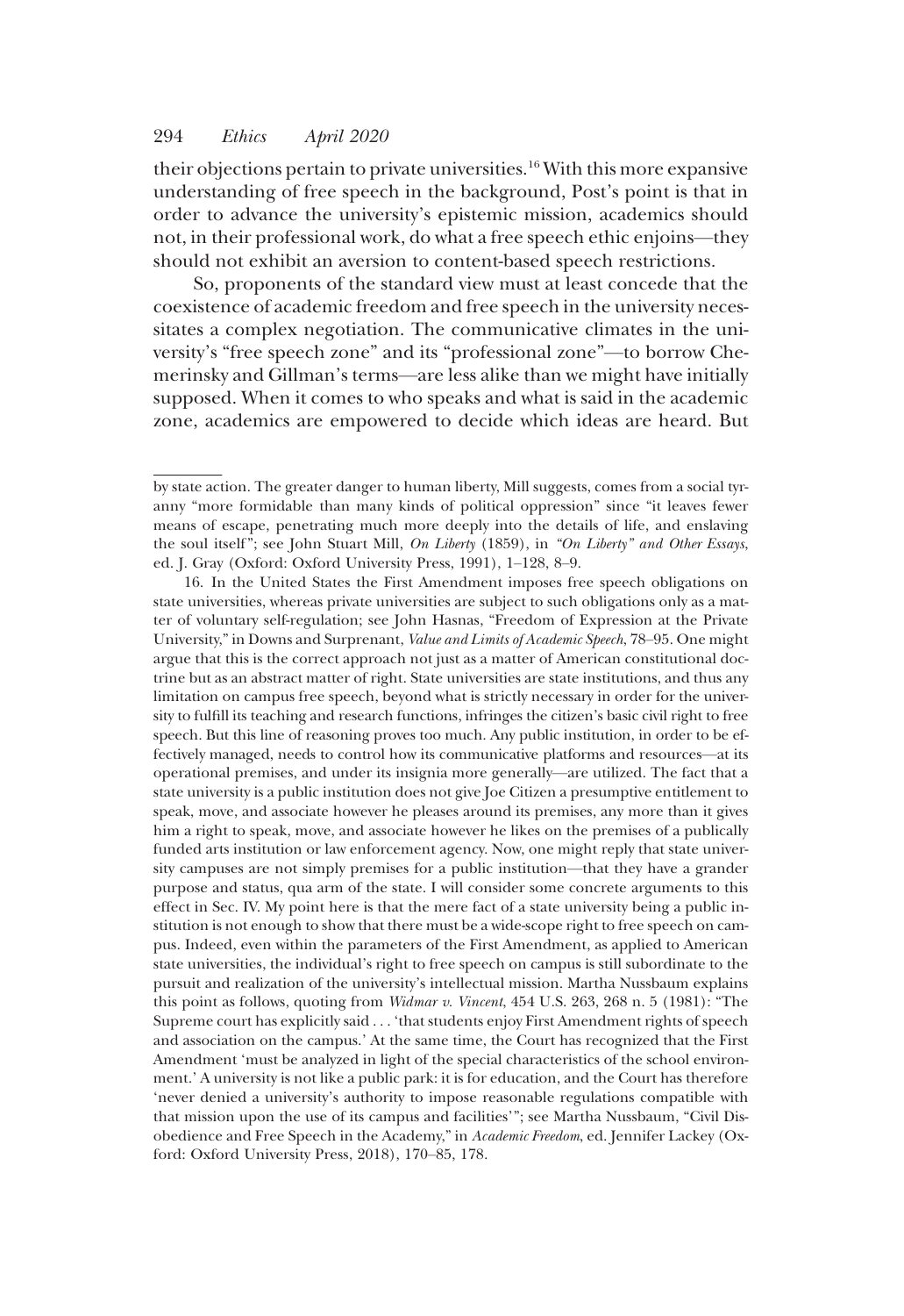their objections pertain to private universities.[16] With this more expansive understanding of free speech in the background, Post's point is that in order to advance the university's epistemic mission, academics should not, in their professional work, do what a free speech ethic enjoins—they should not exhibit an aversion to content-based speech restrictions.

So, proponents of the standard view must at least concede that the coexistence of academic freedom and free speech in the university necessitates a complex negotiation. The communicative climates in the university's "free speech zone" and its "professional zone"—to borrow Chemerinsky and Gillman's terms—are less alike than we might have initially supposed. When it comes to who speaks and what is said in the academic zone, academics are empowered to decide which ideas are heard. But

---

by state action. The greater danger to human liberty, Mill suggests, comes from a social tyranny "more formidable than many kinds of political oppression" since "it leaves fewer means of escape, penetrating much more deeply into the details of life, and enslaving the soul itself"; see John Stuart Mill, *On Liberty* (1859), in *"On Liberty" and Other Essays*, ed. J. Gray (Oxford: Oxford University Press, 1991), 1–128, 8–9.

16. In the United States the First Amendment imposes free speech obligations on state universities, whereas private universities are subject to such obligations only as a matter of voluntary self-regulation; see John Hasnas, "Freedom of Expression at the Private University," in Downs and Surprenant, *Value and Limits of Academic Speech*, 78–95. One might argue that this is the correct approach not just as a matter of American constitutional doctrine but as an abstract matter of right. State universities are state institutions, and thus any limitation on campus free speech, beyond what is strictly necessary in order for the university to fulfill its teaching and research functions, infringes the citizen's basic civil right to free speech. But this line of reasoning proves too much. Any public institution, in order to be effectively managed, needs to control how its communicative platforms and resources—at its operational premises, and under its insignia more generally—are utilized. The fact that a state university is a public institution does not give Joe Citizen a presumptive entitlement to speak, move, and associate however he pleases around its premises, any more than it gives him a right to speak, move, and associate however he likes on the premises of a publically funded arts institution or law enforcement agency. Now, one might reply that state university campuses are not simply premises for a public institution—that they have a grander purpose and status, qua arm of the state. I will consider some concrete arguments to this effect in Sec. IV. My point here is that the mere fact of a state university being a public institution is not enough to show that there must be a wide-scope right to free speech on campus. Indeed, even within the parameters of the First Amendment, as applied to American state universities, the individual's right to free speech on campus is still subordinate to the pursuit and realization of the university's intellectual mission. Martha Nussbaum explains this point as follows, quoting from *Widmar v. Vincent*, 454 U.S. 263, 268 n. 5 (1981): "The Supreme court has explicitly said . . . 'that students enjoy First Amendment rights of speech and association on the campus.' At the same time, the Court has recognized that the First Amendment 'must be analyzed in light of the special characteristics of the school environment.' A university is not like a public park: it is for education, and the Court has therefore 'never denied a university's authority to impose reasonable regulations compatible with that mission upon the use of its campus and facilities'"; see Martha Nussbaum, "Civil Disobedience and Free Speech in the Academy," in *Academic Freedom*, ed. Jennifer Lackey (Oxford: Oxford University Press, 2018), 170–85, 178.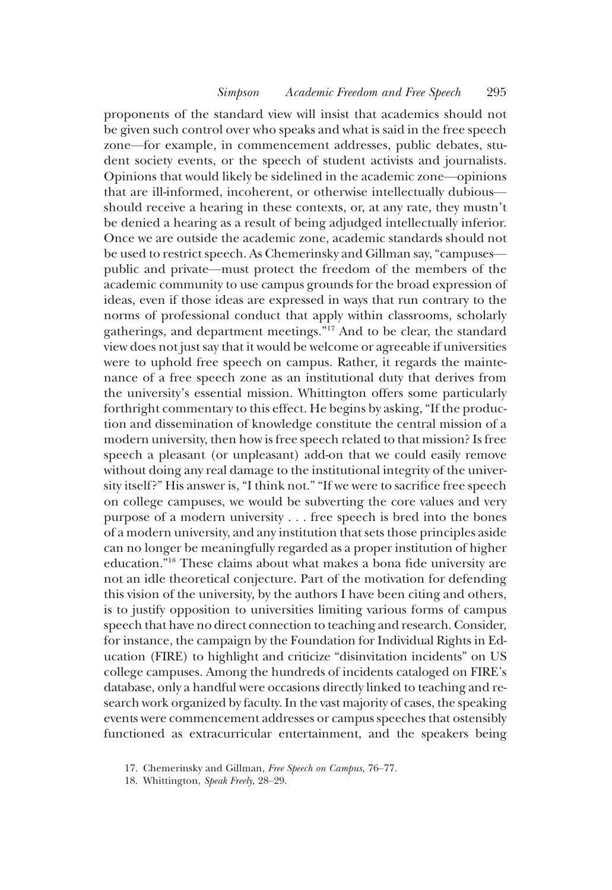proponents of the standard view will insist that academics should not be given such control over who speaks and what is said in the free speech zone—for example, in commencement addresses, public debates, student society events, or the speech of student activists and journalists. Opinions that would likely be sidelined in the academic zone—opinions that are ill-informed, incoherent, or otherwise intellectually dubious—should receive a hearing in these contexts, or, at any rate, they mustn't be denied a hearing as a result of being adjudged intellectually inferior. Once we are outside the academic zone, academic standards should not be used to restrict speech. As Chemerinsky and Gillman say, "campuses—public and private—must protect the freedom of the members of the academic community to use campus grounds for the broad expression of ideas, even if those ideas are expressed in ways that run contrary to the norms of professional conduct that apply within classrooms, scholarly gatherings, and department meetings."[17] And to be clear, the standard view does not just say that it would be welcome or agreeable if universities were to uphold free speech on campus. Rather, it regards the maintenance of a free speech zone as an institutional duty that derives from the university's essential mission. Whittington offers some particularly forthright commentary to this effect. He begins by asking, "If the production and dissemination of knowledge constitute the central mission of a modern university, then how is free speech related to that mission? Is free speech a pleasant (or unpleasant) add-on that we could easily remove without doing any real damage to the institutional integrity of the university itself?" His answer is, "I think not." "If we were to sacrifice free speech on college campuses, we would be subverting the core values and very purpose of a modern university . . . free speech is bred into the bones of a modern university, and any institution that sets those principles aside can no longer be meaningfully regarded as a proper institution of higher education."[18] These claims about what makes a bona fide university are not an idle theoretical conjecture. Part of the motivation for defending this vision of the university, by the authors I have been citing and others, is to justify opposition to universities limiting various forms of campus speech that have no direct connection to teaching and research. Consider, for instance, the campaign by the Foundation for Individual Rights in Education (FIRE) to highlight and criticize "disinvitation incidents" on US college campuses. Among the hundreds of incidents cataloged on FIRE's database, only a handful were occasions directly linked to teaching and research work organized by faculty. In the vast majority of cases, the speaking events were commencement addresses or campus speeches that ostensibly functioned as extracurricular entertainment, and the speakers being

17. Chemerinsky and Gillman, *Free Speech on Campus*, 76–77.

18. Whittington, *Speak Freely*, 28–29.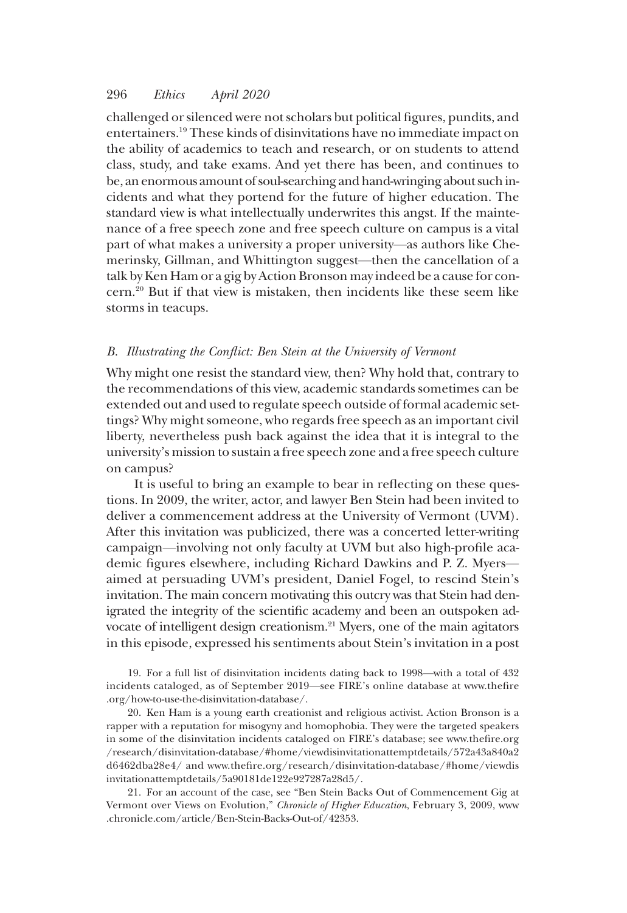challenged or silenced were not scholars but political figures, pundits, and entertainers.[19] These kinds of disinvitations have no immediate impact on the ability of academics to teach and research, or on students to attend class, study, and take exams. And yet there has been, and continues to be, an enormous amount of soul-searching and hand-wringing about such incidents and what they portend for the future of higher education. The standard view is what intellectually underwrites this angst. If the maintenance of a free speech zone and free speech culture on campus is a vital part of what makes a university a proper university—as authors like Chemerinsky, Gillman, and Whittington suggest—then the cancellation of a talk by Ken Ham or a gig by Action Bronson may indeed be a cause for concern.[20] But if that view is mistaken, then incidents like these seem like storms in teacups.

### *B. Illustrating the Conflict: Ben Stein at the University of Vermont*

Why might one resist the standard view, then? Why hold that, contrary to the recommendations of this view, academic standards sometimes can be extended out and used to regulate speech outside of formal academic settings? Why might someone, who regards free speech as an important civil liberty, nevertheless push back against the idea that it is integral to the university's mission to sustain a free speech zone and a free speech culture on campus?

It is useful to bring an example to bear in reflecting on these questions. In 2009, the writer, actor, and lawyer Ben Stein had been invited to deliver a commencement address at the University of Vermont (UVM). After this invitation was publicized, there was a concerted letter-writing campaign—involving not only faculty at UVM but also high-profile academic figures elsewhere, including Richard Dawkins and P. Z. Myers—aimed at persuading UVM's president, Daniel Fogel, to rescind Stein's invitation. The main concern motivating this outcry was that Stein had denigrated the integrity of the scientific academy and been an outspoken advocate of intelligent design creationism.[21] Myers, one of the main agitators in this episode, expressed his sentiments about Stein's invitation in a post

19. For a full list of disinvitation incidents dating back to 1998—with a total of 432 incidents cataloged, as of September 2019—see FIRE's online database at www.thefire.org/how-to-use-the-disinvitation-database/.

20. Ken Ham is a young earth creationist and religious activist. Action Bronson is a rapper with a reputation for misogyny and homophobia. They were the targeted speakers in some of the disinvitation incidents cataloged on FIRE's database; see www.thefire.org/research/disinvitation-database/#home/viewdisinvitationattemptdetails/572a43a840a2d6462dba28e4/ and www.thefire.org/research/disinvitation-database/#home/viewdisinvitationattemptdetails/5a90181de122e927287a28d5/.

21. For an account of the case, see "Ben Stein Backs Out of Commencement Gig at Vermont over Views on Evolution," *Chronicle of Higher Education*, February 3, 2009, www.chronicle.com/article/Ben-Stein-Backs-Out-of/42353.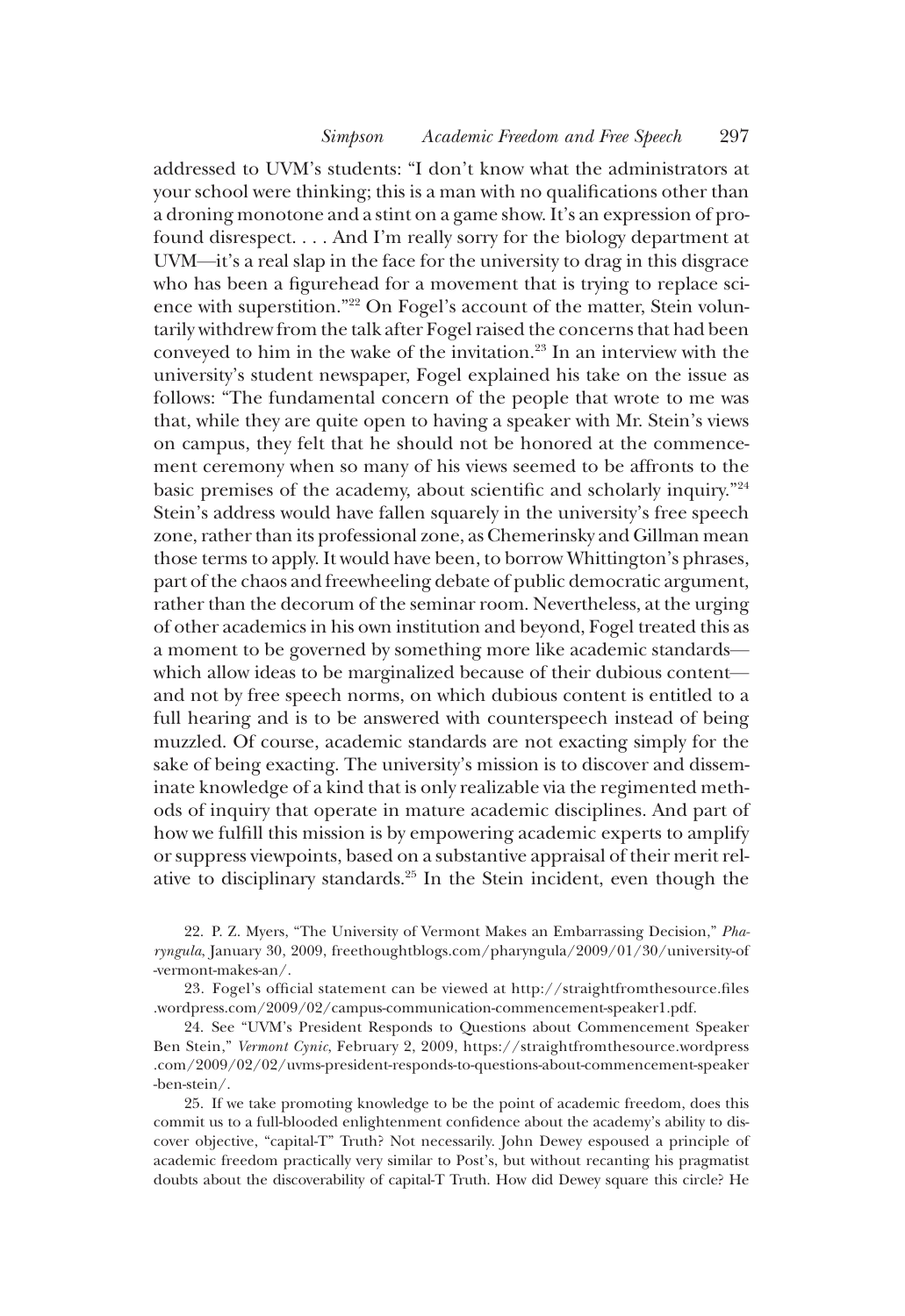addressed to UVM's students: "I don't know what the administrators at your school were thinking; this is a man with no qualifications other than a droning monotone and a stint on a game show. It's an expression of profound disrespect. . . . And I'm really sorry for the biology department at UVM—it's a real slap in the face for the university to drag in this disgrace who has been a figurehead for a movement that is trying to replace science with superstition."[22] On Fogel's account of the matter, Stein voluntarily withdrew from the talk after Fogel raised the concerns that had been conveyed to him in the wake of the invitation.[23] In an interview with the university's student newspaper, Fogel explained his take on the issue as follows: "The fundamental concern of the people that wrote to me was that, while they are quite open to having a speaker with Mr. Stein's views on campus, they felt that he should not be honored at the commencement ceremony when so many of his views seemed to be affronts to the basic premises of the academy, about scientific and scholarly inquiry."[24] Stein's address would have fallen squarely in the university's free speech zone, rather than its professional zone, as Chemerinsky and Gillman mean those terms to apply. It would have been, to borrow Whittington's phrases, part of the chaos and freewheeling debate of public democratic argument, rather than the decorum of the seminar room. Nevertheless, at the urging of other academics in his own institution and beyond, Fogel treated this as a moment to be governed by something more like academic standards—which allow ideas to be marginalized because of their dubious content—and not by free speech norms, on which dubious content is entitled to a full hearing and is to be answered with counterspeech instead of being muzzled. Of course, academic standards are not exacting simply for the sake of being exacting. The university's mission is to discover and disseminate knowledge of a kind that is only realizable via the regimented methods of inquiry that operate in mature academic disciplines. And part of how we fulfill this mission is by empowering academic experts to amplify or suppress viewpoints, based on a substantive appraisal of their merit relative to disciplinary standards.[25] In the Stein incident, even though the

22. P. Z. Myers, "The University of Vermont Makes an Embarrassing Decision," *Pharyngula*, January 30, 2009, freethoughtblogs.com/pharyngula/2009/01/30/university-of-vermont-makes-an/.

23. Fogel's official statement can be viewed at http://straightfromthesource.files.wordpress.com/2009/02/campus-communication-commencement-speaker1.pdf.

24. See "UVM's President Responds to Questions about Commencement Speaker Ben Stein," *Vermont Cynic*, February 2, 2009, https://straightfromthesource.wordpress.com/2009/02/02/uvms-president-responds-to-questions-about-commencement-speaker-ben-stein/.

25. If we take promoting knowledge to be the point of academic freedom, does this commit us to a full-blooded enlightenment confidence about the academy's ability to discover objective, "capital-T" Truth? Not necessarily. John Dewey espoused a principle of academic freedom practically very similar to Post's, but without recanting his pragmatist doubts about the discoverability of capital-T Truth. How did Dewey square this circle? He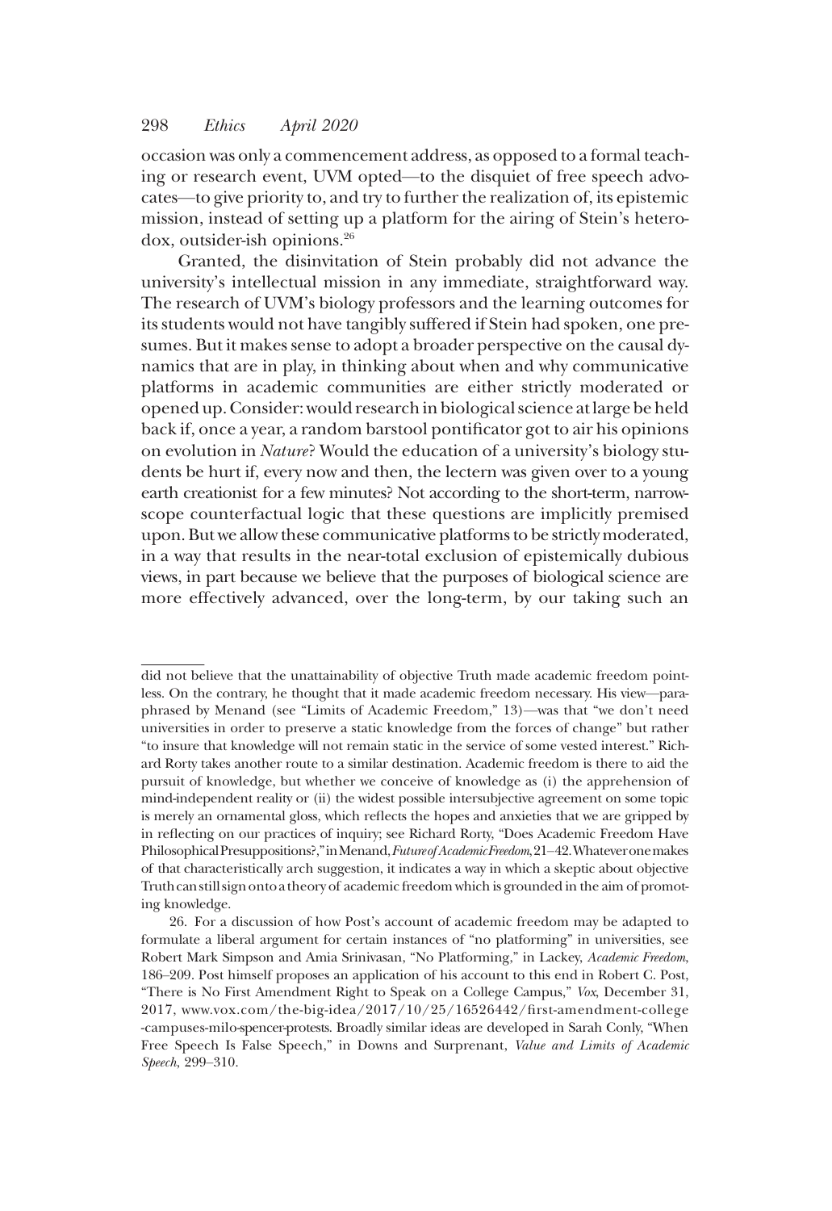occasion was only a commencement address, as opposed to a formal teaching or research event, UVM opted—to the disquiet of free speech advocates—to give priority to, and try to further the realization of, its epistemic mission, instead of setting up a platform for the airing of Stein's heterodox, outsider-ish opinions.[26]

Granted, the disinvitation of Stein probably did not advance the university's intellectual mission in any immediate, straightforward way. The research of UVM's biology professors and the learning outcomes for its students would not have tangibly suffered if Stein had spoken, one presumes. But it makes sense to adopt a broader perspective on the causal dynamics that are in play, in thinking about when and why communicative platforms in academic communities are either strictly moderated or opened up. Consider: would research in biological science at large be held back if, once a year, a random barstool pontificator got to air his opinions on evolution in *Nature*? Would the education of a university's biology students be hurt if, every now and then, the lectern was given over to a young earth creationist for a few minutes? Not according to the short-term, narrow-scope counterfactual logic that these questions are implicitly premised upon. But we allow these communicative platforms to be strictly moderated, in a way that results in the near-total exclusion of epistemically dubious views, in part because we believe that the purposes of biological science are more effectively advanced, over the long-term, by our taking such an

---

did not believe that the unattainability of objective Truth made academic freedom pointless. On the contrary, he thought that it made academic freedom necessary. His view—paraphrased by Menand (see "Limits of Academic Freedom," 13)—was that "we don't need universities in order to preserve a static knowledge from the forces of change" but rather "to insure that knowledge will not remain static in the service of some vested interest." Richard Rorty takes another route to a similar destination. Academic freedom is there to aid the pursuit of knowledge, but whether we conceive of knowledge as (i) the apprehension of mind-independent reality or (ii) the widest possible intersubjective agreement on some topic is merely an ornamental gloss, which reflects the hopes and anxieties that we are gripped by in reflecting on our practices of inquiry; see Richard Rorty, "Does Academic Freedom Have Philosophical Presuppositions?," in Menand, *Future of Academic Freedom*, 21–42. Whatever one makes of that characteristically arch suggestion, it indicates a way in which a skeptic about objective Truth can still sign onto a theory of academic freedom which is grounded in the aim of promoting knowledge.

26. For a discussion of how Post's account of academic freedom may be adapted to formulate a liberal argument for certain instances of "no platforming" in universities, see Robert Mark Simpson and Amia Srinivasan, "No Platforming," in Lackey, *Academic Freedom*, 186–209. Post himself proposes an application of his account to this end in Robert C. Post, "There is No First Amendment Right to Speak on a College Campus," *Vox*, December 31, 2017, www.vox.com/the-big-idea/2017/10/25/16526442/first-amendment-college-campuses-milo-spencer-protests. Broadly similar ideas are developed in Sarah Conly, "When Free Speech Is False Speech," in Downs and Surprenant, *Value and Limits of Academic Speech*, 299–310.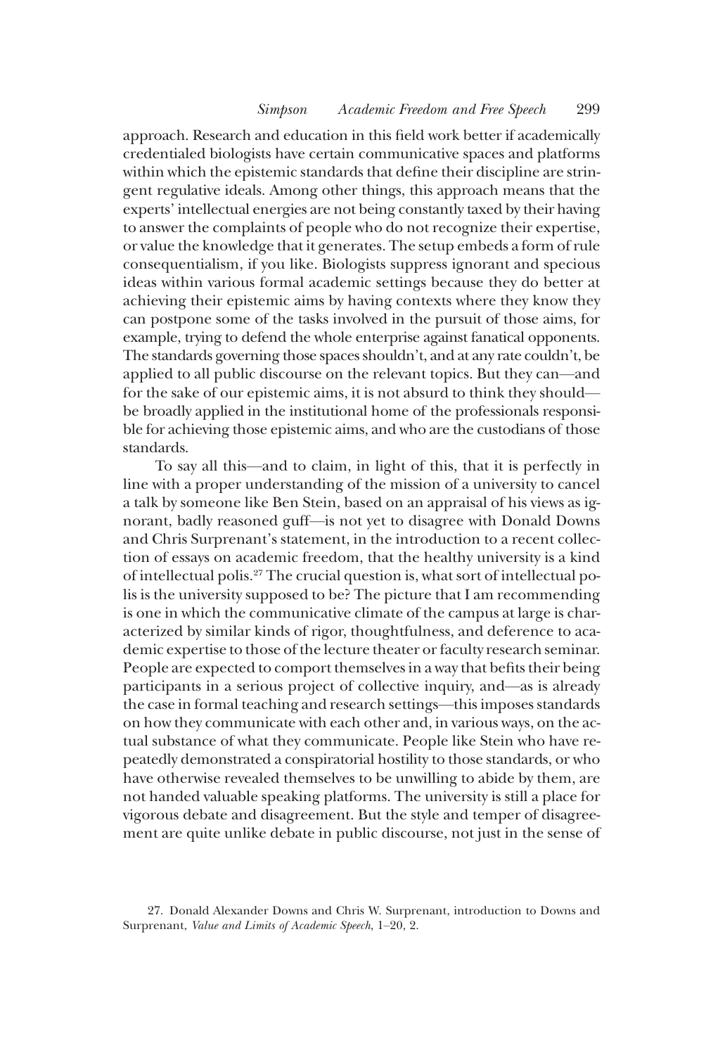approach. Research and education in this field work better if academically credentialed biologists have certain communicative spaces and platforms within which the epistemic standards that define their discipline are stringent regulative ideals. Among other things, this approach means that the experts' intellectual energies are not being constantly taxed by their having to answer the complaints of people who do not recognize their expertise, or value the knowledge that it generates. The setup embeds a form of rule consequentialism, if you like. Biologists suppress ignorant and specious ideas within various formal academic settings because they do better at achieving their epistemic aims by having contexts where they know they can postpone some of the tasks involved in the pursuit of those aims, for example, trying to defend the whole enterprise against fanatical opponents. The standards governing those spaces shouldn't, and at any rate couldn't, be applied to all public discourse on the relevant topics. But they can—and for the sake of our epistemic aims, it is not absurd to think they should—be broadly applied in the institutional home of the professionals responsible for achieving those epistemic aims, and who are the custodians of those standards.

To say all this—and to claim, in light of this, that it is perfectly in line with a proper understanding of the mission of a university to cancel a talk by someone like Ben Stein, based on an appraisal of his views as ignorant, badly reasoned guff—is not yet to disagree with Donald Downs and Chris Surprenant's statement, in the introduction to a recent collection of essays on academic freedom, that the healthy university is a kind of intellectual polis.[27] The crucial question is, what sort of intellectual polis is the university supposed to be? The picture that I am recommending is one in which the communicative climate of the campus at large is characterized by similar kinds of rigor, thoughtfulness, and deference to academic expertise to those of the lecture theater or faculty research seminar. People are expected to comport themselves in a way that befits their being participants in a serious project of collective inquiry, and—as is already the case in formal teaching and research settings—this imposes standards on how they communicate with each other and, in various ways, on the actual substance of what they communicate. People like Stein who have repeatedly demonstrated a conspiratorial hostility to those standards, or who have otherwise revealed themselves to be unwilling to abide by them, are not handed valuable speaking platforms. The university is still a place for vigorous debate and disagreement. But the style and temper of disagreement are quite unlike debate in public discourse, not just in the sense of

27. Donald Alexander Downs and Chris W. Surprenant, introduction to Downs and Surprenant, *Value and Limits of Academic Speech*, 1–20, 2.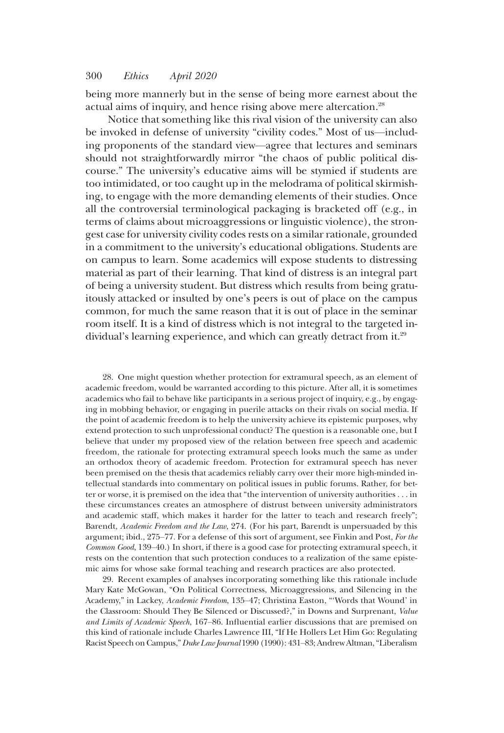being more mannerly but in the sense of being more earnest about the actual aims of inquiry, and hence rising above mere altercation.[28]

Notice that something like this rival vision of the university can also be invoked in defense of university "civility codes." Most of us—including proponents of the standard view—agree that lectures and seminars should not straightforwardly mirror "the chaos of public political discourse." The university's educative aims will be stymied if students are too intimidated, or too caught up in the melodrama of political skirmishing, to engage with the more demanding elements of their studies. Once all the controversial terminological packaging is bracketed off (e.g., in terms of claims about microaggressions or linguistic violence), the strongest case for university civility codes rests on a similar rationale, grounded in a commitment to the university's educational obligations. Students are on campus to learn. Some academics will expose students to distressing material as part of their learning. That kind of distress is an integral part of being a university student. But distress which results from being gratuitously attacked or insulted by one's peers is out of place on the campus common, for much the same reason that it is out of place in the seminar room itself. It is a kind of distress which is not integral to the targeted individual's learning experience, and which can greatly detract from it.[29]

28. One might question whether protection for extramural speech, as an element of academic freedom, would be warranted according to this picture. After all, it is sometimes academics who fail to behave like participants in a serious project of inquiry, e.g., by engaging in mobbing behavior, or engaging in puerile attacks on their rivals on social media. If the point of academic freedom is to help the university achieve its epistemic purposes, why extend protection to such unprofessional conduct? The question is a reasonable one, but I believe that under my proposed view of the relation between free speech and academic freedom, the rationale for protecting extramural speech looks much the same as under an orthodox theory of academic freedom. Protection for extramural speech has never been premised on the thesis that academics reliably carry over their more high-minded intellectual standards into commentary on political issues in public forums. Rather, for better or worse, it is premised on the idea that "the intervention of university authorities . . . in these circumstances creates an atmosphere of distrust between university administrators and academic staff, which makes it harder for the latter to teach and research freely"; Barendt, *Academic Freedom and the Law*, 274. (For his part, Barendt is unpersuaded by this argument; ibid., 275–77. For a defense of this sort of argument, see Finkin and Post, *For the Common Good*, 139–40.) In short, if there is a good case for protecting extramural speech, it rests on the contention that such protection conduces to a realization of the same epistemic aims for whose sake formal teaching and research practices are also protected.

29. Recent examples of analyses incorporating something like this rationale include Mary Kate McGowan, "On Political Correctness, Microaggressions, and Silencing in the Academy," in Lackey, *Academic Freedom*, 135–47; Christina Easton, "'Words that Wound' in the Classroom: Should They Be Silenced or Discussed?," in Downs and Surprenant, *Value and Limits of Academic Speech*, 167–86. Influential earlier discussions that are premised on this kind of rationale include Charles Lawrence III, "If He Hollers Let Him Go: Regulating Racist Speech on Campus," *Duke Law Journal* 1990 (1990): 431–83; Andrew Altman, "Liberalism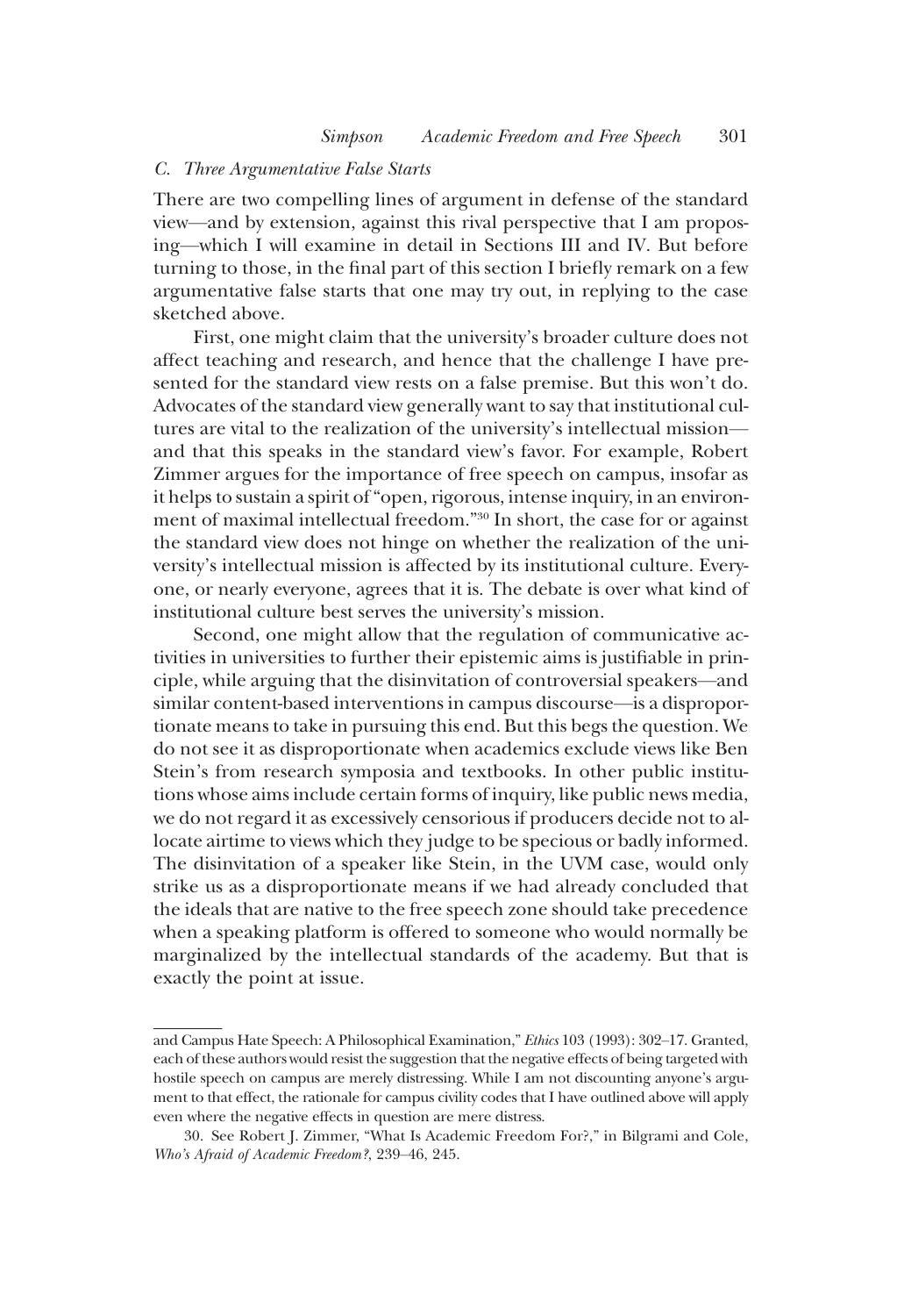### C. *Three Argumentative False Starts*

There are two compelling lines of argument in defense of the standard view—and by extension, against this rival perspective that I am proposing—which I will examine in detail in Sections III and IV. But before turning to those, in the final part of this section I briefly remark on a few argumentative false starts that one may try out, in replying to the case sketched above.

First, one might claim that the university's broader culture does not affect teaching and research, and hence that the challenge I have presented for the standard view rests on a false premise. But this won't do. Advocates of the standard view generally want to say that institutional cultures are vital to the realization of the university's intellectual mission—and that this speaks in the standard view's favor. For example, Robert Zimmer argues for the importance of free speech on campus, insofar as it helps to sustain a spirit of "open, rigorous, intense inquiry, in an environment of maximal intellectual freedom."[30] In short, the case for or against the standard view does not hinge on whether the realization of the university's intellectual mission is affected by its institutional culture. Everyone, or nearly everyone, agrees that it is. The debate is over what kind of institutional culture best serves the university's mission.

Second, one might allow that the regulation of communicative activities in universities to further their epistemic aims is justifiable in principle, while arguing that the disinvitation of controversial speakers—and similar content-based interventions in campus discourse—is a disproportionate means to take in pursuing this end. But this begs the question. We do not see it as disproportionate when academics exclude views like Ben Stein's from research symposia and textbooks. In other public institutions whose aims include certain forms of inquiry, like public news media, we do not regard it as excessively censorious if producers decide not to allocate airtime to views which they judge to be specious or badly informed. The disinvitation of a speaker like Stein, in the UVM case, would only strike us as a disproportionate means if we had already concluded that the ideals that are native to the free speech zone should take precedence when a speaking platform is offered to someone who would normally be marginalized by the intellectual standards of the academy. But that is exactly the point at issue.

---

and Campus Hate Speech: A Philosophical Examination," *Ethics* 103 (1993): 302–17. Granted, each of these authors would resist the suggestion that the negative effects of being targeted with hostile speech on campus are merely distressing. While I am not discounting anyone's argument to that effect, the rationale for campus civility codes that I have outlined above will apply even where the negative effects in question are mere distress.

30. See Robert J. Zimmer, "What Is Academic Freedom For?," in Bilgrami and Cole, *Who's Afraid of Academic Freedom?*, 239–46, 245.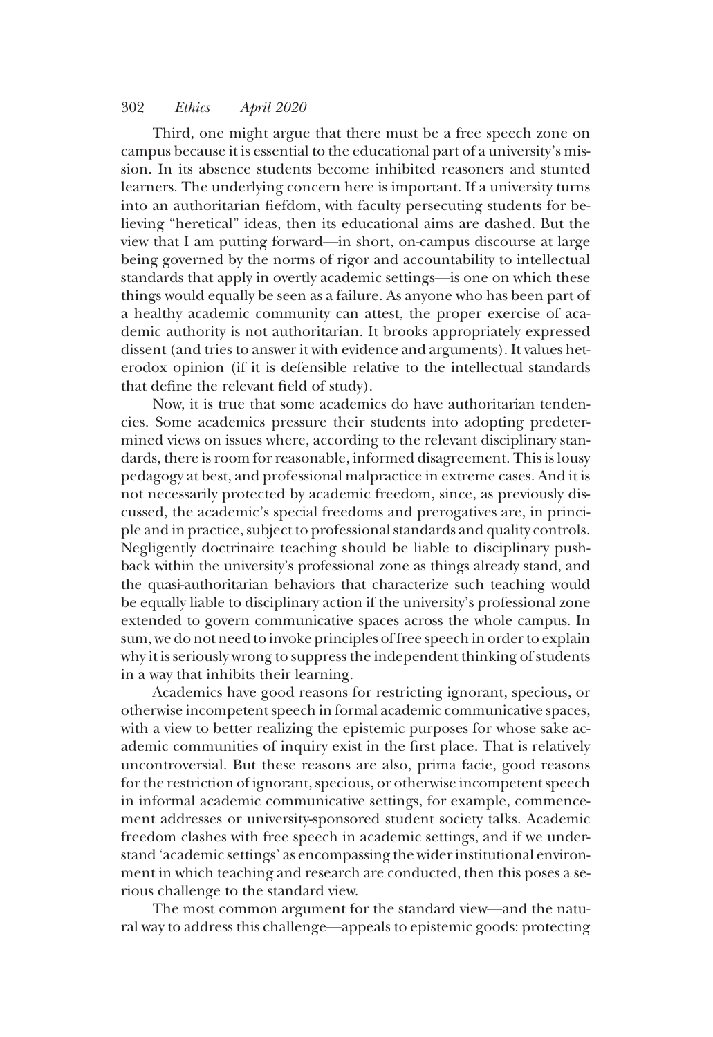Third, one might argue that there must be a free speech zone on campus because it is essential to the educational part of a university's mission. In its absence students become inhibited reasoners and stunted learners. The underlying concern here is important. If a university turns into an authoritarian fiefdom, with faculty persecuting students for believing "heretical" ideas, then its educational aims are dashed. But the view that I am putting forward—in short, on-campus discourse at large being governed by the norms of rigor and accountability to intellectual standards that apply in overtly academic settings—is one on which these things would equally be seen as a failure. As anyone who has been part of a healthy academic community can attest, the proper exercise of academic authority is not authoritarian. It brooks appropriately expressed dissent (and tries to answer it with evidence and arguments). It values heterodox opinion (if it is defensible relative to the intellectual standards that define the relevant field of study).

Now, it is true that some academics do have authoritarian tendencies. Some academics pressure their students into adopting predetermined views on issues where, according to the relevant disciplinary standards, there is room for reasonable, informed disagreement. This is lousy pedagogy at best, and professional malpractice in extreme cases. And it is not necessarily protected by academic freedom, since, as previously discussed, the academic's special freedoms and prerogatives are, in principle and in practice, subject to professional standards and quality controls. Negligently doctrinaire teaching should be liable to disciplinary pushback within the university's professional zone as things already stand, and the quasi-authoritarian behaviors that characterize such teaching would be equally liable to disciplinary action if the university's professional zone extended to govern communicative spaces across the whole campus. In sum, we do not need to invoke principles of free speech in order to explain why it is seriously wrong to suppress the independent thinking of students in a way that inhibits their learning.

Academics have good reasons for restricting ignorant, specious, or otherwise incompetent speech in formal academic communicative spaces, with a view to better realizing the epistemic purposes for whose sake academic communities of inquiry exist in the first place. That is relatively uncontroversial. But these reasons are also, prima facie, good reasons for the restriction of ignorant, specious, or otherwise incompetent speech in informal academic communicative settings, for example, commencement addresses or university-sponsored student society talks. Academic freedom clashes with free speech in academic settings, and if we understand 'academic settings' as encompassing the wider institutional environment in which teaching and research are conducted, then this poses a serious challenge to the standard view.

The most common argument for the standard view—and the natural way to address this challenge—appeals to epistemic goods: protecting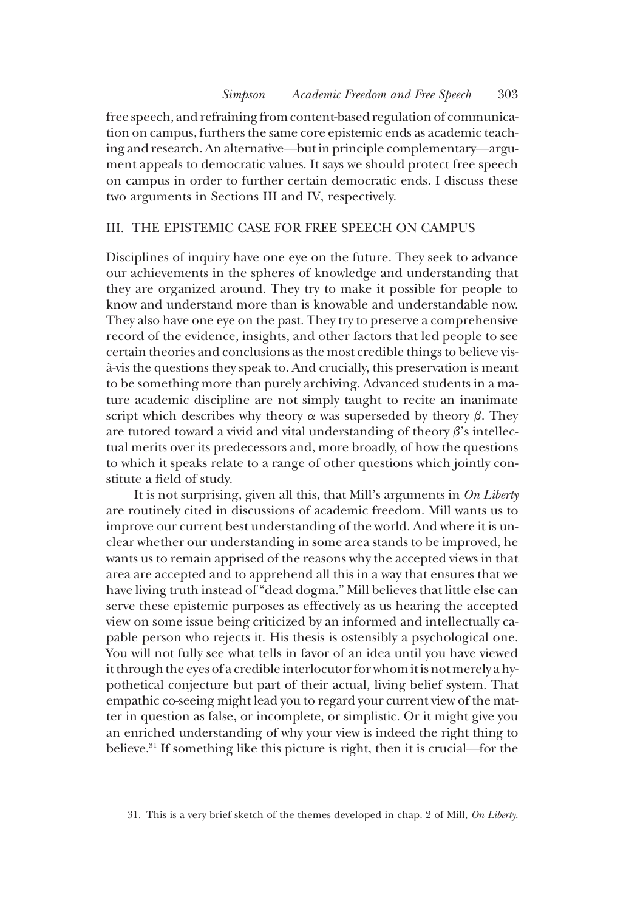free speech, and refraining from content-based regulation of communication on campus, furthers the same core epistemic ends as academic teaching and research. An alternative—but in principle complementary—argument appeals to democratic values. It says we should protect free speech on campus in order to further certain democratic ends. I discuss these two arguments in Sections III and IV, respectively.

## III. THE EPISTEMIC CASE FOR FREE SPEECH ON CAMPUS

Disciplines of inquiry have one eye on the future. They seek to advance our achievements in the spheres of knowledge and understanding that they are organized around. They try to make it possible for people to know and understand more than is knowable and understandable now. They also have one eye on the past. They try to preserve a comprehensive record of the evidence, insights, and other factors that led people to see certain theories and conclusions as the most credible things to believe vis-à-vis the questions they speak to. And crucially, this preservation is meant to be something more than purely archiving. Advanced students in a mature academic discipline are not simply taught to recite an inanimate script which describes why theory $\alpha$ was superseded by theory $\beta$. They are tutored toward a vivid and vital understanding of theory $\beta$'s intellectual merits over its predecessors and, more broadly, of how the questions to which it speaks relate to a range of other questions which jointly constitute a field of study.

It is not surprising, given all this, that Mill's arguments in *On Liberty* are routinely cited in discussions of academic freedom. Mill wants us to improve our current best understanding of the world. And where it is unclear whether our understanding in some area stands to be improved, he wants us to remain apprised of the reasons why the accepted views in that area are accepted and to apprehend all this in a way that ensures that we have living truth instead of "dead dogma." Mill believes that little else can serve these epistemic purposes as effectively as us hearing the accepted view on some issue being criticized by an informed and intellectually capable person who rejects it. His thesis is ostensibly a psychological one. You will not fully see what tells in favor of an idea until you have viewed it through the eyes of a credible interlocutor for whom it is not merely a hypothetical conjecture but part of their actual, living belief system. That empathic co-seeing might lead you to regard your current view of the matter in question as false, or incomplete, or simplistic. Or it might give you an enriched understanding of why your view is indeed the right thing to believe.[31] If something like this picture is right, then it is crucial—for the

31. This is a very brief sketch of the themes developed in chap. 2 of Mill, *On Liberty.*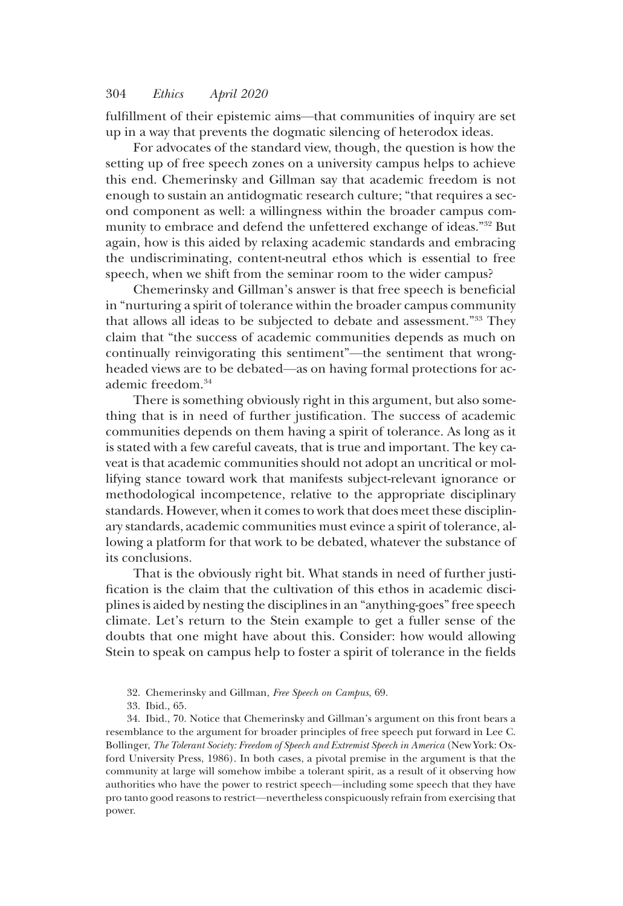fulfillment of their epistemic aims—that communities of inquiry are set up in a way that prevents the dogmatic silencing of heterodox ideas.

For advocates of the standard view, though, the question is how the setting up of free speech zones on a university campus helps to achieve this end. Chemerinsky and Gillman say that academic freedom is not enough to sustain an antidogmatic research culture; "that requires a second component as well: a willingness within the broader campus community to embrace and defend the unfettered exchange of ideas."[32] But again, how is this aided by relaxing academic standards and embracing the undiscriminating, content-neutral ethos which is essential to free speech, when we shift from the seminar room to the wider campus?

Chemerinsky and Gillman's answer is that free speech is beneficial in "nurturing a spirit of tolerance within the broader campus community that allows all ideas to be subjected to debate and assessment."[33] They claim that "the success of academic communities depends as much on continually reinvigorating this sentiment"—the sentiment that wrongheaded views are to be debated—as on having formal protections for academic freedom.[34]

There is something obviously right in this argument, but also something that is in need of further justification. The success of academic communities depends on them having a spirit of tolerance. As long as it is stated with a few careful caveats, that is true and important. The key caveat is that academic communities should not adopt an uncritical or mollifying stance toward work that manifests subject-relevant ignorance or methodological incompetence, relative to the appropriate disciplinary standards. However, when it comes to work that does meet these disciplinary standards, academic communities must evince a spirit of tolerance, allowing a platform for that work to be debated, whatever the substance of its conclusions.

That is the obviously right bit. What stands in need of further justification is the claim that the cultivation of this ethos in academic disciplines is aided by nesting the disciplines in an "anything-goes" free speech climate. Let's return to the Stein example to get a fuller sense of the doubts that one might have about this. Consider: how would allowing Stein to speak on campus help to foster a spirit of tolerance in the fields

32. Chemerinsky and Gillman, *Free Speech on Campus*, 69.

33. Ibid., 65.

34. Ibid., 70. Notice that Chemerinsky and Gillman's argument on this front bears a resemblance to the argument for broader principles of free speech put forward in Lee C. Bollinger, *The Tolerant Society: Freedom of Speech and Extremist Speech in America* (New York: Oxford University Press, 1986). In both cases, a pivotal premise in the argument is that the community at large will somehow imbibe a tolerant spirit, as a result of it observing how authorities who have the power to restrict speech—including some speech that they have pro tanto good reasons to restrict—nevertheless conspicuously refrain from exercising that power.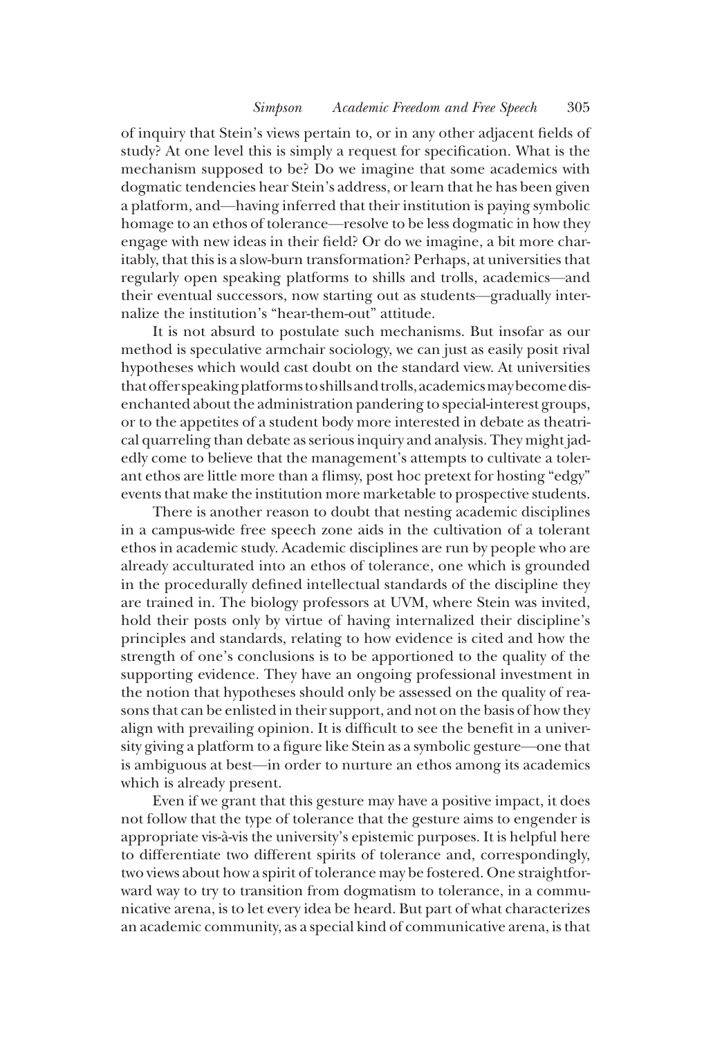of inquiry that Stein's views pertain to, or in any other adjacent fields of study? At one level this is simply a request for specification. What is the mechanism supposed to be? Do we imagine that some academics with dogmatic tendencies hear Stein's address, or learn that he has been given a platform, and—having inferred that their institution is paying symbolic homage to an ethos of tolerance—resolve to be less dogmatic in how they engage with new ideas in their field? Or do we imagine, a bit more charitably, that this is a slow-burn transformation? Perhaps, at universities that regularly open speaking platforms to shills and trolls, academics—and their eventual successors, now starting out as students—gradually internalize the institution's "hear-them-out" attitude.

It is not absurd to postulate such mechanisms. But insofar as our method is speculative armchair sociology, we can just as easily posit rival hypotheses which would cast doubt on the standard view. At universities that offer speaking platforms to shills and trolls, academics may become disenchanted about the administration pandering to special-interest groups, or to the appetites of a student body more interested in debate as theatrical quarreling than debate as serious inquiry and analysis. They might jadedly come to believe that the management's attempts to cultivate a tolerant ethos are little more than a flimsy, post hoc pretext for hosting "edgy" events that make the institution more marketable to prospective students.

There is another reason to doubt that nesting academic disciplines in a campus-wide free speech zone aids in the cultivation of a tolerant ethos in academic study. Academic disciplines are run by people who are already acculturated into an ethos of tolerance, one which is grounded in the procedurally defined intellectual standards of the discipline they are trained in. The biology professors at UVM, where Stein was invited, hold their posts only by virtue of having internalized their discipline's principles and standards, relating to how evidence is cited and how the strength of one's conclusions is to be apportioned to the quality of the supporting evidence. They have an ongoing professional investment in the notion that hypotheses should only be assessed on the quality of reasons that can be enlisted in their support, and not on the basis of how they align with prevailing opinion. It is difficult to see the benefit in a university giving a platform to a figure like Stein as a symbolic gesture—one that is ambiguous at best—in order to nurture an ethos among its academics which is already present.

Even if we grant that this gesture may have a positive impact, it does not follow that the type of tolerance that the gesture aims to engender is appropriate vis-à-vis the university's epistemic purposes. It is helpful here to differentiate two different spirits of tolerance and, correspondingly, two views about how a spirit of tolerance may be fostered. One straightforward way to try to transition from dogmatism to tolerance, in a communicative arena, is to let every idea be heard. But part of what characterizes an academic community, as a special kind of communicative arena, is that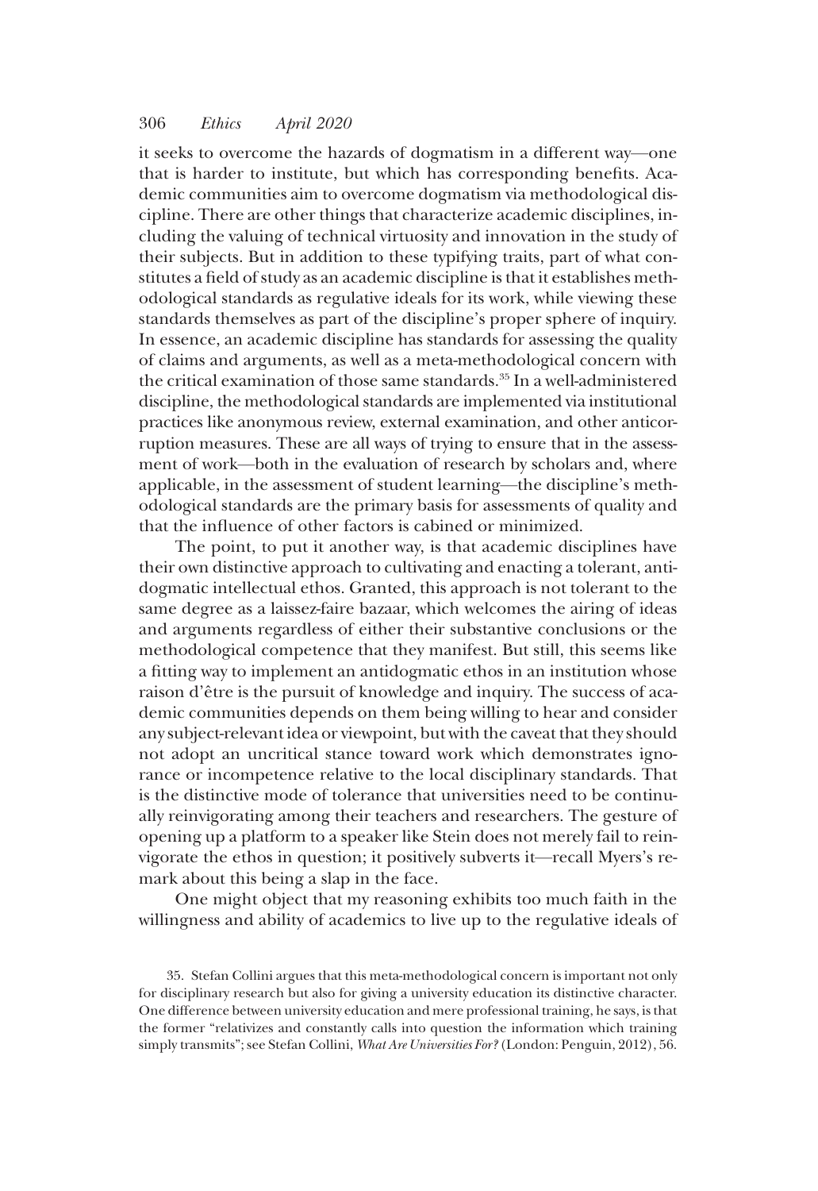it seeks to overcome the hazards of dogmatism in a different way—one that is harder to institute, but which has corresponding benefits. Academic communities aim to overcome dogmatism via methodological discipline. There are other things that characterize academic disciplines, including the valuing of technical virtuosity and innovation in the study of their subjects. But in addition to these typifying traits, part of what constitutes a field of study as an academic discipline is that it establishes methodological standards as regulative ideals for its work, while viewing these standards themselves as part of the discipline's proper sphere of inquiry. In essence, an academic discipline has standards for assessing the quality of claims and arguments, as well as a meta-methodological concern with the critical examination of those same standards.[35] In a well-administered discipline, the methodological standards are implemented via institutional practices like anonymous review, external examination, and other anticorruption measures. These are all ways of trying to ensure that in the assessment of work—both in the evaluation of research by scholars and, where applicable, in the assessment of student learning—the discipline's methodological standards are the primary basis for assessments of quality and that the influence of other factors is cabined or minimized.

The point, to put it another way, is that academic disciplines have their own distinctive approach to cultivating and enacting a tolerant, antidogmatic intellectual ethos. Granted, this approach is not tolerant to the same degree as a laissez-faire bazaar, which welcomes the airing of ideas and arguments regardless of either their substantive conclusions or the methodological competence that they manifest. But still, this seems like a fitting way to implement an antidogmatic ethos in an institution whose raison d'être is the pursuit of knowledge and inquiry. The success of academic communities depends on them being willing to hear and consider any subject-relevant idea or viewpoint, but with the caveat that they should not adopt an uncritical stance toward work which demonstrates ignorance or incompetence relative to the local disciplinary standards. That is the distinctive mode of tolerance that universities need to be continually reinvigorating among their teachers and researchers. The gesture of opening up a platform to a speaker like Stein does not merely fail to reinvigorate the ethos in question; it positively subverts it—recall Myers's remark about this being a slap in the face.

One might object that my reasoning exhibits too much faith in the willingness and ability of academics to live up to the regulative ideals of

35. Stefan Collini argues that this meta-methodological concern is important not only for disciplinary research but also for giving a university education its distinctive character. One difference between university education and mere professional training, he says, is that the former "relativizes and constantly calls into question the information which training simply transmits"; see Stefan Collini, *What Are Universities For?* (London: Penguin, 2012), 56.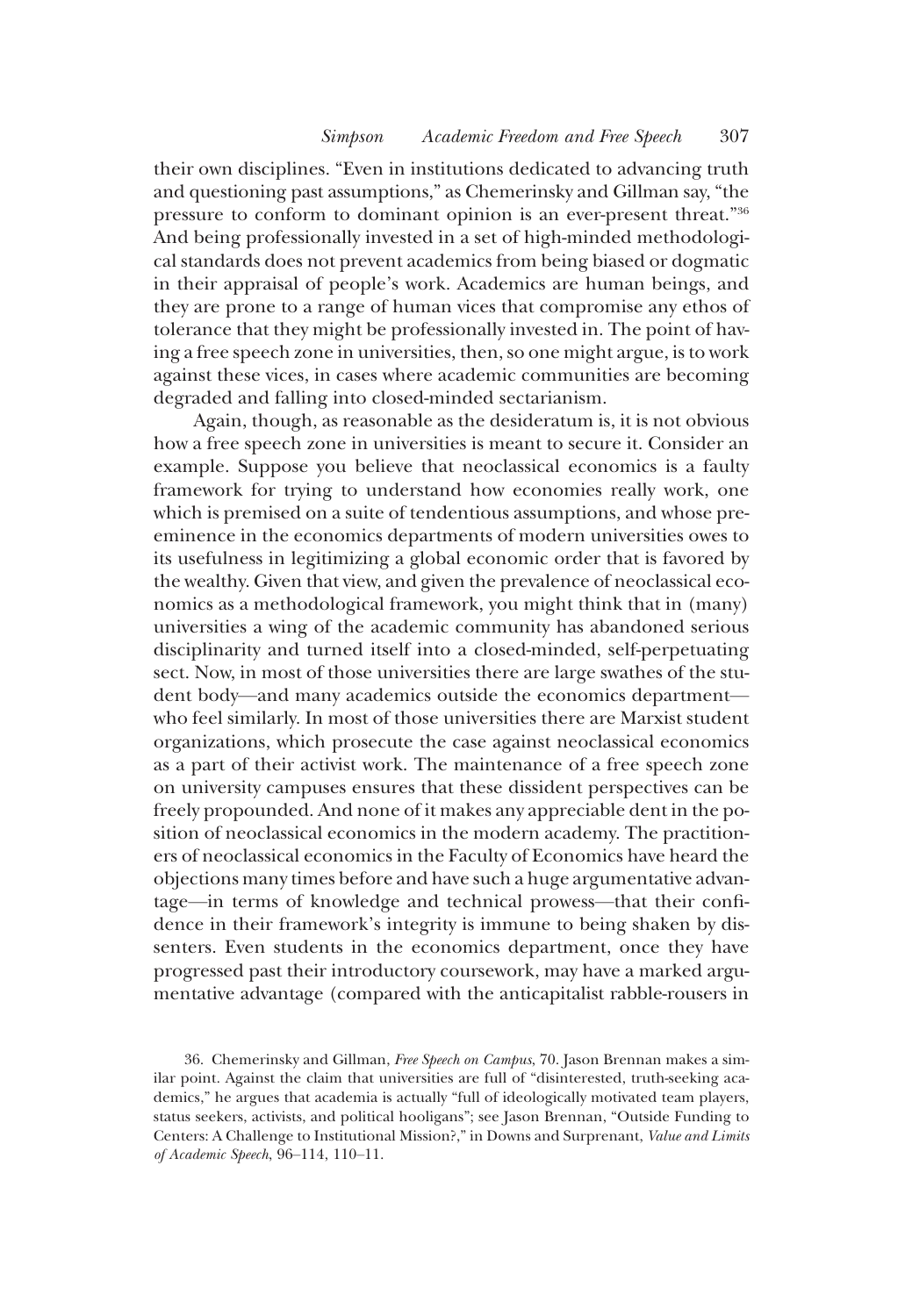their own disciplines. "Even in institutions dedicated to advancing truth and questioning past assumptions," as Chemerinsky and Gillman say, "the pressure to conform to dominant opinion is an ever-present threat."[36] And being professionally invested in a set of high-minded methodological standards does not prevent academics from being biased or dogmatic in their appraisal of people's work. Academics are human beings, and they are prone to a range of human vices that compromise any ethos of tolerance that they might be professionally invested in. The point of having a free speech zone in universities, then, so one might argue, is to work against these vices, in cases where academic communities are becoming degraded and falling into closed-minded sectarianism.

Again, though, as reasonable as the desideratum is, it is not obvious how a free speech zone in universities is meant to secure it. Consider an example. Suppose you believe that neoclassical economics is a faulty framework for trying to understand how economies really work, one which is premised on a suite of tendentious assumptions, and whose preeminence in the economics departments of modern universities owes to its usefulness in legitimizing a global economic order that is favored by the wealthy. Given that view, and given the prevalence of neoclassical economics as a methodological framework, you might think that in (many) universities a wing of the academic community has abandoned serious disciplinarity and turned itself into a closed-minded, self-perpetuating sect. Now, in most of those universities there are large swathes of the student body—and many academics outside the economics department—who feel similarly. In most of those universities there are Marxist student organizations, which prosecute the case against neoclassical economics as a part of their activist work. The maintenance of a free speech zone on university campuses ensures that these dissident perspectives can be freely propounded. And none of it makes any appreciable dent in the position of neoclassical economics in the modern academy. The practitioners of neoclassical economics in the Faculty of Economics have heard the objections many times before and have such a huge argumentative advantage—in terms of knowledge and technical prowess—that their confidence in their framework's integrity is immune to being shaken by dissenters. Even students in the economics department, once they have progressed past their introductory coursework, may have a marked argumentative advantage (compared with the anticapitalist rabble-rousers in

36. Chemerinsky and Gillman, *Free Speech on Campus*, 70. Jason Brennan makes a similar point. Against the claim that universities are full of "disinterested, truth-seeking academics," he argues that academia is actually "full of ideologically motivated team players, status seekers, activists, and political hooligans"; see Jason Brennan, "Outside Funding to Centers: A Challenge to Institutional Mission?," in Downs and Surprenant, *Value and Limits of Academic Speech*, 96–114, 110–11.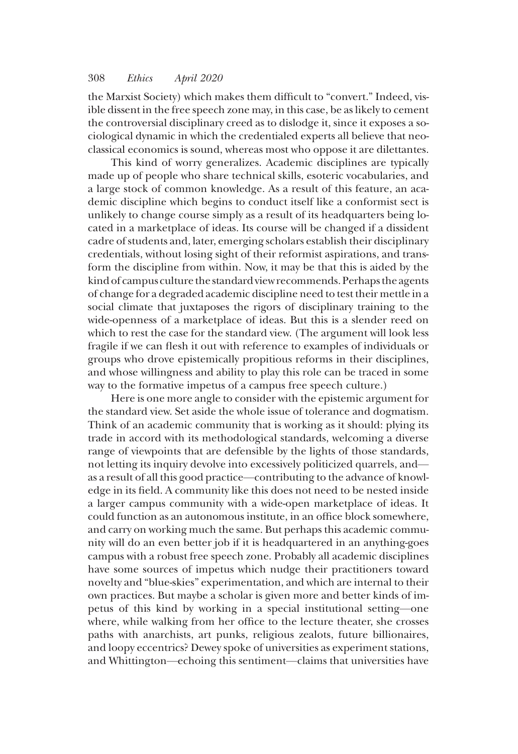the Marxist Society) which makes them difficult to "convert." Indeed, visible dissent in the free speech zone may, in this case, be as likely to cement the controversial disciplinary creed as to dislodge it, since it exposes a sociological dynamic in which the credentialed experts all believe that neoclassical economics is sound, whereas most who oppose it are dilettantes.

This kind of worry generalizes. Academic disciplines are typically made up of people who share technical skills, esoteric vocabularies, and a large stock of common knowledge. As a result of this feature, an academic discipline which begins to conduct itself like a conformist sect is unlikely to change course simply as a result of its headquarters being located in a marketplace of ideas. Its course will be changed if a dissident cadre of students and, later, emerging scholars establish their disciplinary credentials, without losing sight of their reformist aspirations, and transform the discipline from within. Now, it may be that this is aided by the kind of campus culture the standard view recommends. Perhaps the agents of change for a degraded academic discipline need to test their mettle in a social climate that juxtaposes the rigors of disciplinary training to the wide-openness of a marketplace of ideas. But this is a slender reed on which to rest the case for the standard view. (The argument will look less fragile if we can flesh it out with reference to examples of individuals or groups who drove epistemically propitious reforms in their disciplines, and whose willingness and ability to play this role can be traced in some way to the formative impetus of a campus free speech culture.)

Here is one more angle to consider with the epistemic argument for the standard view. Set aside the whole issue of tolerance and dogmatism. Think of an academic community that is working as it should: plying its trade in accord with its methodological standards, welcoming a diverse range of viewpoints that are defensible by the lights of those standards, not letting its inquiry devolve into excessively politicized quarrels, and—as a result of all this good practice—contributing to the advance of knowledge in its field. A community like this does not need to be nested inside a larger campus community with a wide-open marketplace of ideas. It could function as an autonomous institute, in an office block somewhere, and carry on working much the same. But perhaps this academic community will do an even better job if it is headquartered in an anything-goes campus with a robust free speech zone. Probably all academic disciplines have some sources of impetus which nudge their practitioners toward novelty and "blue-skies" experimentation, and which are internal to their own practices. But maybe a scholar is given more and better kinds of impetus of this kind by working in a special institutional setting—one where, while walking from her office to the lecture theater, she crosses paths with anarchists, art punks, religious zealots, future billionaires, and loopy eccentrics? Dewey spoke of universities as experiment stations, and Whittington—echoing this sentiment—claims that universities have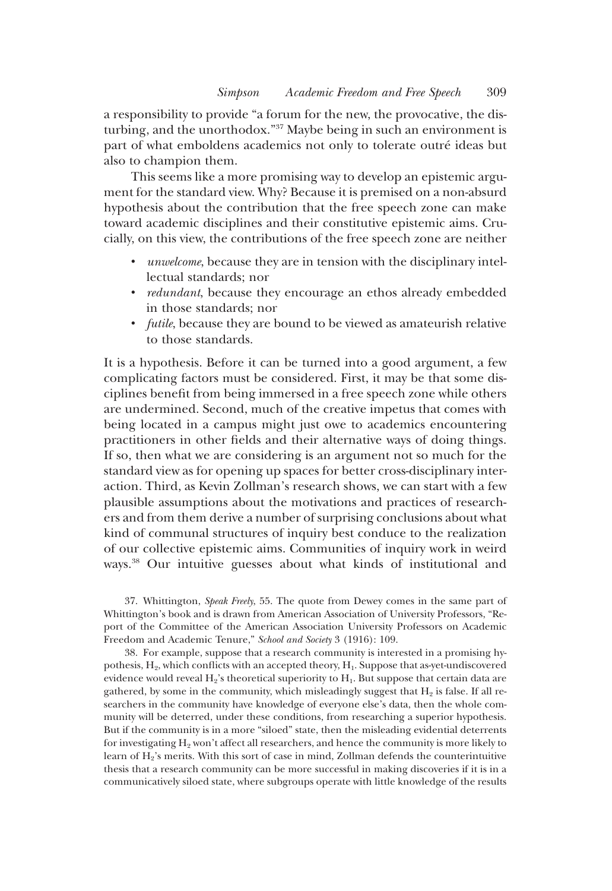a responsibility to provide "a forum for the new, the provocative, the disturbing, and the unorthodox."[37] Maybe being in such an environment is part of what emboldens academics not only to tolerate outré ideas but also to champion them.

This seems like a more promising way to develop an epistemic argument for the standard view. Why? Because it is premised on a non-absurd hypothesis about the contribution that the free speech zone can make toward academic disciplines and their constitutive epistemic aims. Crucially, on this view, the contributions of the free speech zone are neither

- *unwelcome*, because they are in tension with the disciplinary intellectual standards; nor
- *redundant*, because they encourage an ethos already embedded in those standards; nor
- *futile*, because they are bound to be viewed as amateurish relative to those standards.

It is a hypothesis. Before it can be turned into a good argument, a few complicating factors must be considered. First, it may be that some disciplines benefit from being immersed in a free speech zone while others are undermined. Second, much of the creative impetus that comes with being located in a campus might just owe to academics encountering practitioners in other fields and their alternative ways of doing things. If so, then what we are considering is an argument not so much for the standard view as for opening up spaces for better cross-disciplinary interaction. Third, as Kevin Zollman's research shows, we can start with a few plausible assumptions about the motivations and practices of researchers and from them derive a number of surprising conclusions about what kind of communal structures of inquiry best conduce to the realization of our collective epistemic aims. Communities of inquiry work in weird ways.[38] Our intuitive guesses about what kinds of institutional and

37. Whittington, *Speak Freely*, 55. The quote from Dewey comes in the same part of Whittington's book and is drawn from American Association of University Professors, "Report of the Committee of the American Association University Professors on Academic Freedom and Academic Tenure," *School and Society* 3 (1916): 109.

38. For example, suppose that a research community is interested in a promising hypothesis, $H_2$, which conflicts with an accepted theory, $H_1$. Suppose that as-yet-undiscovered evidence would reveal $H_2$'s theoretical superiority to $H_1$. But suppose that certain data are gathered, by some in the community, which misleadingly suggest that $H_2$ is false. If all researchers in the community have knowledge of everyone else's data, then the whole community will be deterred, under these conditions, from researching a superior hypothesis. But if the community is in a more "siloed" state, then the misleading evidential deterrents for investigating $H_2$ won't affect all researchers, and hence the community is more likely to learn of $H_2$'s merits. With this sort of case in mind, Zollman defends the counterintuitive thesis that a research community can be more successful in making discoveries if it is in a communicatively siloed state, where subgroups operate with little knowledge of the results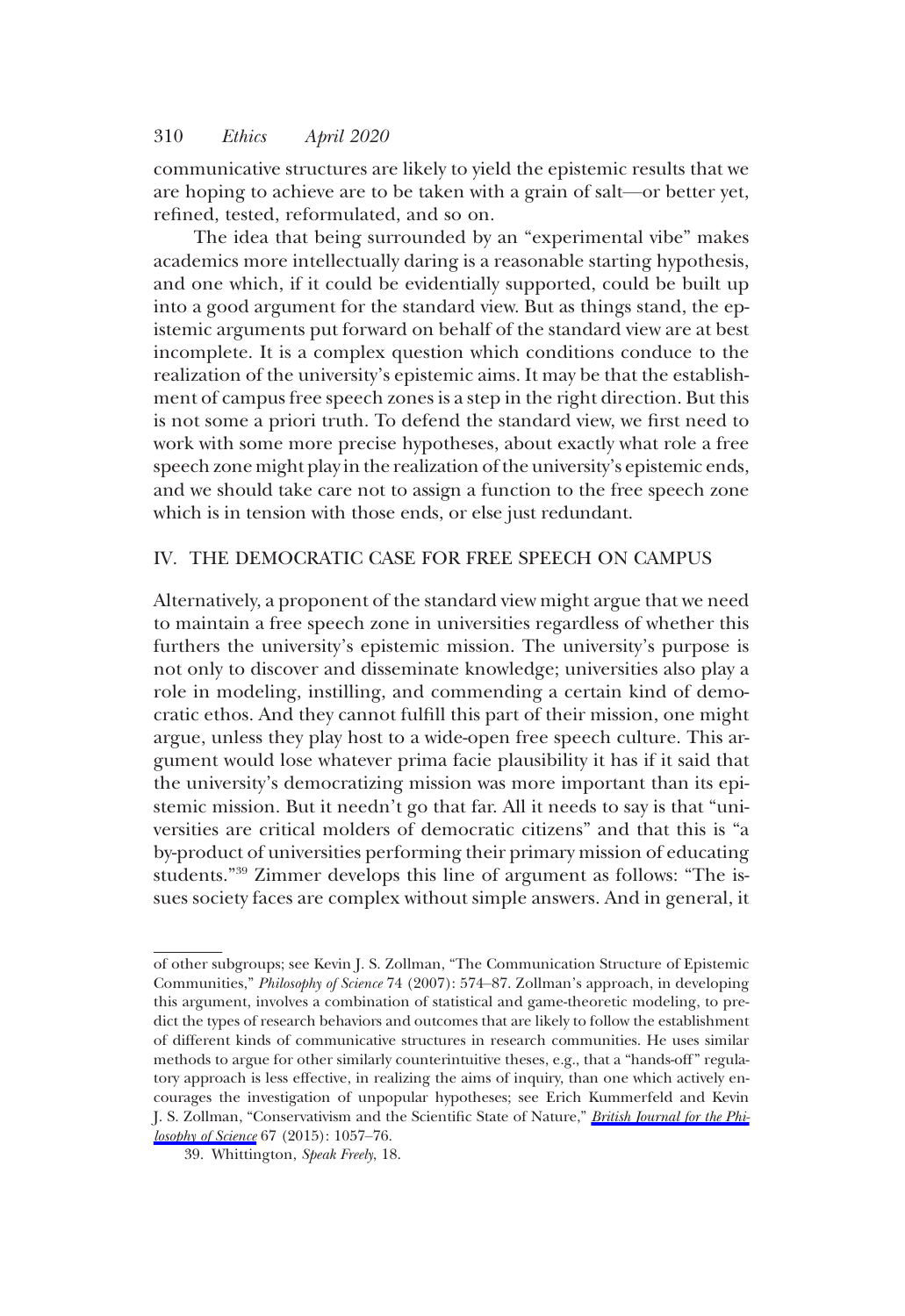communicative structures are likely to yield the epistemic results that we are hoping to achieve are to be taken with a grain of salt—or better yet, refined, tested, reformulated, and so on.

The idea that being surrounded by an "experimental vibe" makes academics more intellectually daring is a reasonable starting hypothesis, and one which, if it could be evidentially supported, could be built up into a good argument for the standard view. But as things stand, the epistemic arguments put forward on behalf of the standard view are at best incomplete. It is a complex question which conditions conduce to the realization of the university's epistemic aims. It may be that the establishment of campus free speech zones is a step in the right direction. But this is not some a priori truth. To defend the standard view, we first need to work with some more precise hypotheses, about exactly what role a free speech zone might play in the realization of the university's epistemic ends, and we should take care not to assign a function to the free speech zone which is in tension with those ends, or else just redundant.

## IV. THE DEMOCRATIC CASE FOR FREE SPEECH ON CAMPUS

Alternatively, a proponent of the standard view might argue that we need to maintain a free speech zone in universities regardless of whether this furthers the university's epistemic mission. The university's purpose is not only to discover and disseminate knowledge; universities also play a role in modeling, instilling, and commending a certain kind of democratic ethos. And they cannot fulfill this part of their mission, one might argue, unless they play host to a wide-open free speech culture. This argument would lose whatever prima facie plausibility it has if it said that the university's democratizing mission was more important than its epistemic mission. But it needn't go that far. All it needs to say is that "universities are critical molders of democratic citizens" and that this is "a by-product of universities performing their primary mission of educating students."[39] Zimmer develops this line of argument as follows: "The issues society faces are complex without simple answers. And in general, it

---

of other subgroups; see Kevin J. S. Zollman, "The Communication Structure of Epistemic Communities," *Philosophy of Science* 74 (2007): 574–87. Zollman's approach, in developing this argument, involves a combination of statistical and game-theoretic modeling, to predict the types of research behaviors and outcomes that are likely to follow the establishment of different kinds of communicative structures in research communities. He uses similar methods to argue for other similarly counterintuitive theses, e.g., that a "hands-off" regulatory approach is less effective, in realizing the aims of inquiry, than one which actively encourages the investigation of unpopular hypotheses; see Erich Kummerfeld and Kevin J. S. Zollman, "Conservativism and the Scientific State of Nature," *British Journal for the Philosophy of Science* 67 (2015): 1057–76.

39. Whittington, *Speak Freely*, 18.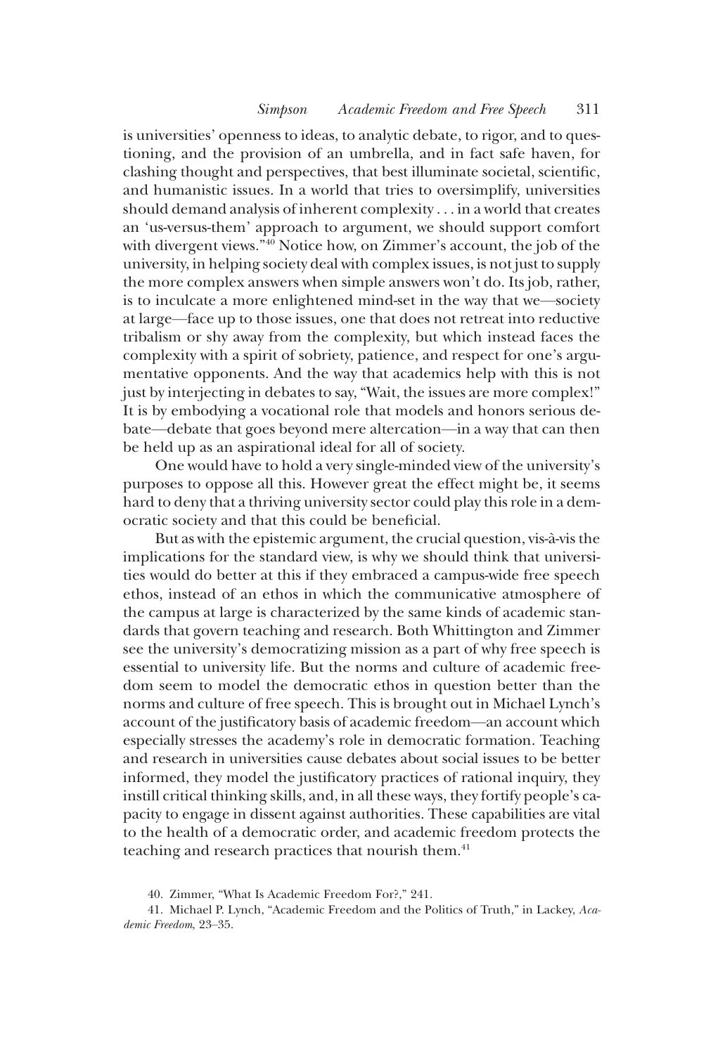is universities' openness to ideas, to analytic debate, to rigor, and to questioning, and the provision of an umbrella, and in fact safe haven, for clashing thought and perspectives, that best illuminate societal, scientific, and humanistic issues. In a world that tries to oversimplify, universities should demand analysis of inherent complexity . . . in a world that creates an 'us-versus-them' approach to argument, we should support comfort with divergent views."[40] Notice how, on Zimmer's account, the job of the university, in helping society deal with complex issues, is not just to supply the more complex answers when simple answers won't do. Its job, rather, is to inculcate a more enlightened mind-set in the way that we—society at large—face up to those issues, one that does not retreat into reductive tribalism or shy away from the complexity, but which instead faces the complexity with a spirit of sobriety, patience, and respect for one's argumentative opponents. And the way that academics help with this is not just by interjecting in debates to say, "Wait, the issues are more complex!" It is by embodying a vocational role that models and honors serious debate—debate that goes beyond mere altercation—in a way that can then be held up as an aspirational ideal for all of society.

One would have to hold a very single-minded view of the university's purposes to oppose all this. However great the effect might be, it seems hard to deny that a thriving university sector could play this role in a democratic society and that this could be beneficial.

But as with the epistemic argument, the crucial question, vis-à-vis the implications for the standard view, is why we should think that universities would do better at this if they embraced a campus-wide free speech ethos, instead of an ethos in which the communicative atmosphere of the campus at large is characterized by the same kinds of academic standards that govern teaching and research. Both Whittington and Zimmer see the university's democratizing mission as a part of why free speech is essential to university life. But the norms and culture of academic freedom seem to model the democratic ethos in question better than the norms and culture of free speech. This is brought out in Michael Lynch's account of the justificatory basis of academic freedom—an account which especially stresses the academy's role in democratic formation. Teaching and research in universities cause debates about social issues to be better informed, they model the justificatory practices of rational inquiry, they instill critical thinking skills, and, in all these ways, they fortify people's capacity to engage in dissent against authorities. These capabilities are vital to the health of a democratic order, and academic freedom protects the teaching and research practices that nourish them.[41]

40. Zimmer, "What Is Academic Freedom For?," 241.

41. Michael P. Lynch, "Academic Freedom and the Politics of Truth," in Lackey, *Academic Freedom*, 23–35.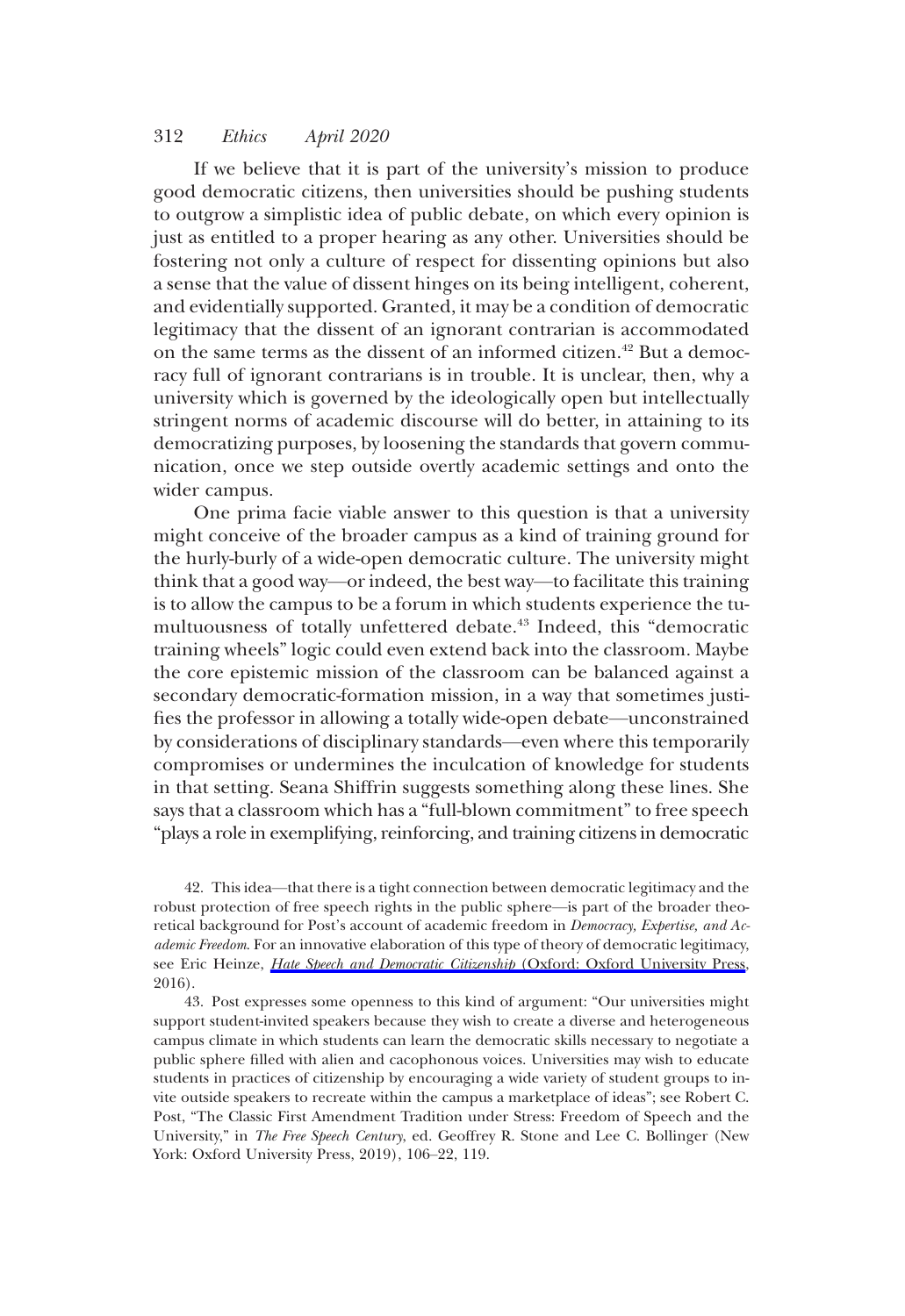If we believe that it is part of the university's mission to produce good democratic citizens, then universities should be pushing students to outgrow a simplistic idea of public debate, on which every opinion is just as entitled to a proper hearing as any other. Universities should be fostering not only a culture of respect for dissenting opinions but also a sense that the value of dissent hinges on its being intelligent, coherent, and evidentially supported. Granted, it may be a condition of democratic legitimacy that the dissent of an ignorant contrarian is accommodated on the same terms as the dissent of an informed citizen.[42] But a democracy full of ignorant contrarians is in trouble. It is unclear, then, why a university which is governed by the ideologically open but intellectually stringent norms of academic discourse will do better, in attaining to its democratizing purposes, by loosening the standards that govern communication, once we step outside overtly academic settings and onto the wider campus.

One prima facie viable answer to this question is that a university might conceive of the broader campus as a kind of training ground for the hurly-burly of a wide-open democratic culture. The university might think that a good way—or indeed, the best way—to facilitate this training is to allow the campus to be a forum in which students experience the tumultuousness of totally unfettered debate.[43] Indeed, this "democratic training wheels" logic could even extend back into the classroom. Maybe the core epistemic mission of the classroom can be balanced against a secondary democratic-formation mission, in a way that sometimes justifies the professor in allowing a totally wide-open debate—unconstrained by considerations of disciplinary standards—even where this temporarily compromises or undermines the inculcation of knowledge for students in that setting. Seana Shiffrin suggests something along these lines. She says that a classroom which has a "full-blown commitment" to free speech "plays a role in exemplifying, reinforcing, and training citizens in democratic

42. This idea—that there is a tight connection between democratic legitimacy and the robust protection of free speech rights in the public sphere—is part of the broader theoretical background for Post's account of academic freedom in *Democracy, Expertise, and Academic Freedom*. For an innovative elaboration of this type of theory of democratic legitimacy, see Eric Heinze, *Hate Speech and Democratic Citizenship* (Oxford: Oxford University Press, 2016).

43. Post expresses some openness to this kind of argument: "Our universities might support student-invited speakers because they wish to create a diverse and heterogeneous campus climate in which students can learn the democratic skills necessary to negotiate a public sphere filled with alien and cacophonous voices. Universities may wish to educate students in practices of citizenship by encouraging a wide variety of student groups to invite outside speakers to recreate within the campus a marketplace of ideas"; see Robert C. Post, "The Classic First Amendment Tradition under Stress: Freedom of Speech and the University," in *The Free Speech Century*, ed. Geoffrey R. Stone and Lee C. Bollinger (New York: Oxford University Press, 2019), 106–22, 119.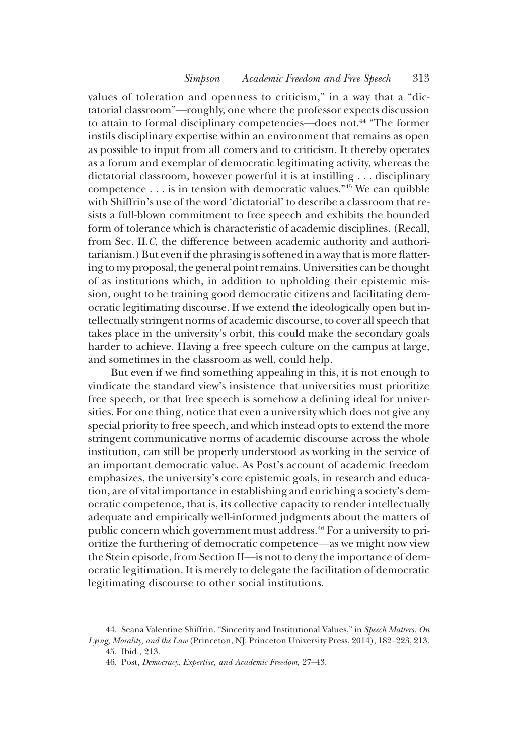values of toleration and openness to criticism," in a way that a "dictatorial classroom"—roughly, one where the professor expects discussion to attain to formal disciplinary competencies—does not.[44] "The former instils disciplinary expertise within an environment that remains as open as possible to input from all comers and to criticism. It thereby operates as a forum and exemplar of democratic legitimating activity, whereas the dictatorial classroom, however powerful it is at instilling . . . disciplinary competence . . . is in tension with democratic values."[45] We can quibble with Shiffrin's use of the word 'dictatorial' to describe a classroom that resists a full-blown commitment to free speech and exhibits the bounded form of tolerance which is characteristic of academic disciplines. (Recall, from Sec. II.*C*, the difference between academic authority and authoritarianism.) But even if the phrasing is softened in a way that is more flattering to my proposal, the general point remains. Universities can be thought of as institutions which, in addition to upholding their epistemic mission, ought to be training good democratic citizens and facilitating democratic legitimating discourse. If we extend the ideologically open but intellectually stringent norms of academic discourse, to cover all speech that takes place in the university's orbit, this could make the secondary goals harder to achieve. Having a free speech culture on the campus at large, and sometimes in the classroom as well, could help.

But even if we find something appealing in this, it is not enough to vindicate the standard view's insistence that universities must prioritize free speech, or that free speech is somehow a defining ideal for universities. For one thing, notice that even a university which does not give any special priority to free speech, and which instead opts to extend the more stringent communicative norms of academic discourse across the whole institution, can still be properly understood as working in the service of an important democratic value. As Post's account of academic freedom emphasizes, the university's core epistemic goals, in research and education, are of vital importance in establishing and enriching a society's democratic competence, that is, its collective capacity to render intellectually adequate and empirically well-informed judgments about the matters of public concern which government must address.[46] For a university to prioritize the furthering of democratic competence—as we might now view the Stein episode, from Section II—is not to deny the importance of democratic legitimation. It is merely to delegate the facilitation of democratic legitimating discourse to other social institutions.

44. Seana Valentine Shiffrin, "Sincerity and Institutional Values," in *Speech Matters: On Lying, Morality, and the Law* (Princeton, NJ: Princeton University Press, 2014), 182–223, 213.

45. Ibid., 213.

46. Post, *Democracy, Expertise, and Academic Freedom*, 27–43.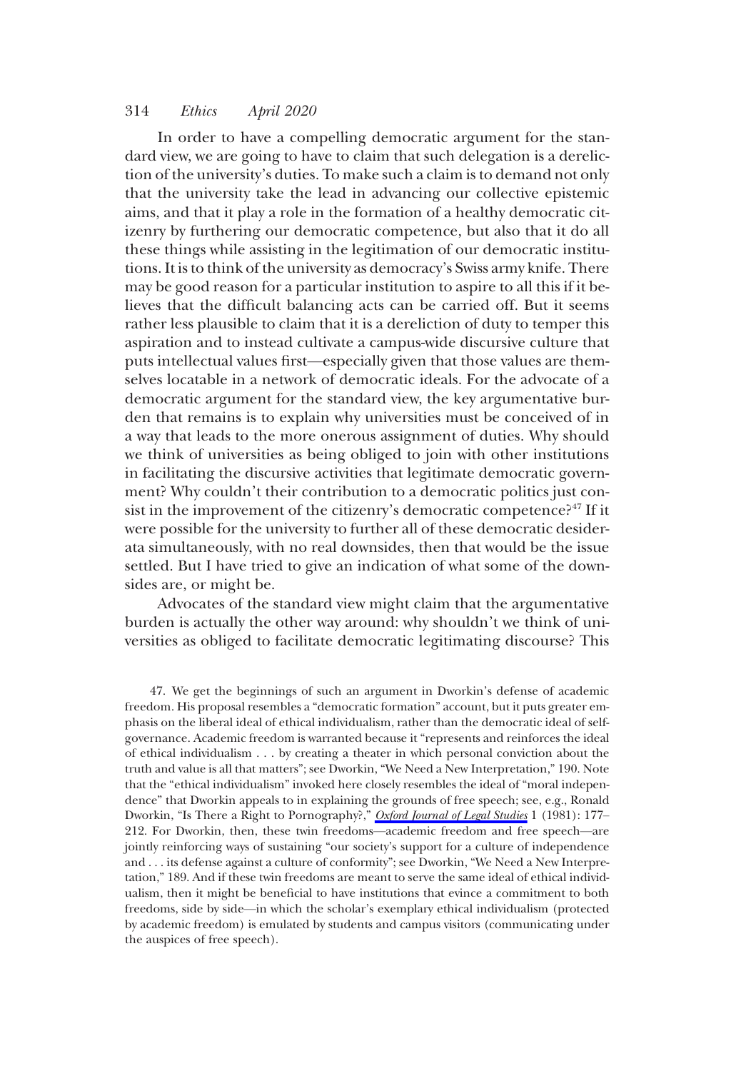In order to have a compelling democratic argument for the standard view, we are going to have to claim that such delegation is a dereliction of the university's duties. To make such a claim is to demand not only that the university take the lead in advancing our collective epistemic aims, and that it play a role in the formation of a healthy democratic citizenry by furthering our democratic competence, but also that it do all these things while assisting in the legitimation of our democratic institutions. It is to think of the university as democracy's Swiss army knife. There may be good reason for a particular institution to aspire to all this if it believes that the difficult balancing acts can be carried off. But it seems rather less plausible to claim that it is a dereliction of duty to temper this aspiration and to instead cultivate a campus-wide discursive culture that puts intellectual values first—especially given that those values are themselves locatable in a network of democratic ideals. For the advocate of a democratic argument for the standard view, the key argumentative burden that remains is to explain why universities must be conceived of in a way that leads to the more onerous assignment of duties. Why should we think of universities as being obliged to join with other institutions in facilitating the discursive activities that legitimate democratic government? Why couldn't their contribution to a democratic politics just consist in the improvement of the citizenry's democratic competence?[47] If it were possible for the university to further all of these democratic desiderata simultaneously, with no real downsides, then that would be the issue settled. But I have tried to give an indication of what some of the downsides are, or might be.

Advocates of the standard view might claim that the argumentative burden is actually the other way around: why shouldn't we think of universities as obliged to facilitate democratic legitimating discourse? This

47. We get the beginnings of such an argument in Dworkin's defense of academic freedom. His proposal resembles a "democratic formation" account, but it puts greater emphasis on the liberal ideal of ethical individualism, rather than the democratic ideal of self-governance. Academic freedom is warranted because it "represents and reinforces the ideal of ethical individualism . . . by creating a theater in which personal conviction about the truth and value is all that matters"; see Dworkin, "We Need a New Interpretation," 190. Note that the "ethical individualism" invoked here closely resembles the ideal of "moral independence" that Dworkin appeals to in explaining the grounds of free speech; see, e.g., Ronald Dworkin, "Is There a Right to Pornography?," *Oxford Journal of Legal Studies* 1 (1981): 177–212. For Dworkin, then, these twin freedoms—academic freedom and free speech—are jointly reinforcing ways of sustaining "our society's support for a culture of independence and . . . its defense against a culture of conformity"; see Dworkin, "We Need a New Interpretation," 189. And if these twin freedoms are meant to serve the same ideal of ethical individualism, then it might be beneficial to have institutions that evince a commitment to both freedoms, side by side—in which the scholar's exemplary ethical individualism (protected by academic freedom) is emulated by students and campus visitors (communicating under the auspices of free speech).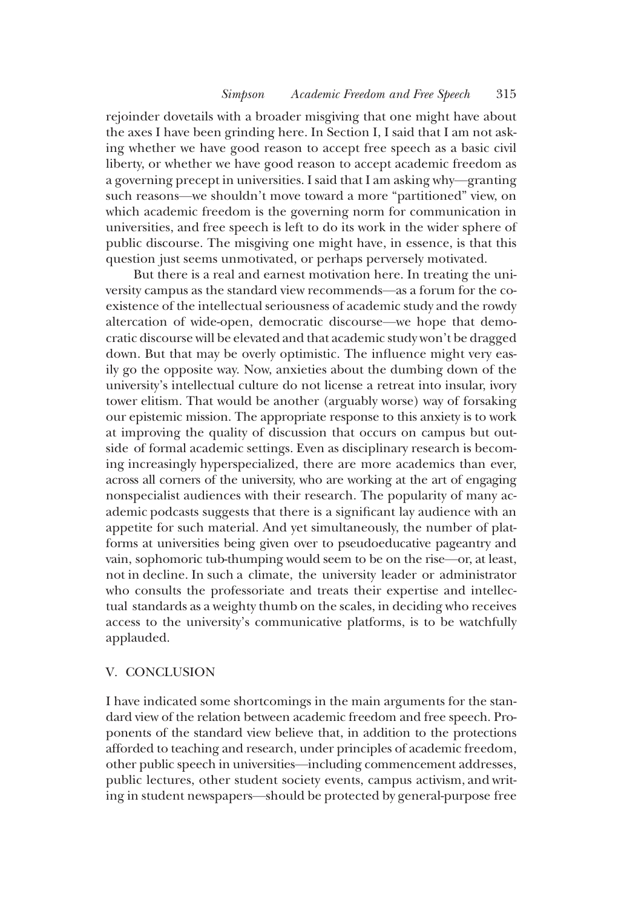rejoinder dovetails with a broader misgiving that one might have about the axes I have been grinding here. In Section I, I said that I am not asking whether we have good reason to accept free speech as a basic civil liberty, or whether we have good reason to accept academic freedom as a governing precept in universities. I said that I am asking why—granting such reasons—we shouldn't move toward a more "partitioned" view, on which academic freedom is the governing norm for communication in universities, and free speech is left to do its work in the wider sphere of public discourse. The misgiving one might have, in essence, is that this question just seems unmotivated, or perhaps perversely motivated.

But there is a real and earnest motivation here. In treating the university campus as the standard view recommends—as a forum for the coexistence of the intellectual seriousness of academic study and the rowdy altercation of wide-open, democratic discourse—we hope that democratic discourse will be elevated and that academic study won't be dragged down. But that may be overly optimistic. The influence might very easily go the opposite way. Now, anxieties about the dumbing down of the university's intellectual culture do not license a retreat into insular, ivory tower elitism. That would be another (arguably worse) way of forsaking our epistemic mission. The appropriate response to this anxiety is to work at improving the quality of discussion that occurs on campus but outside of formal academic settings. Even as disciplinary research is becoming increasingly hyperspecialized, there are more academics than ever, across all corners of the university, who are working at the art of engaging nonspecialist audiences with their research. The popularity of many academic podcasts suggests that there is a significant lay audience with an appetite for such material. And yet simultaneously, the number of platforms at universities being given over to pseudoeducative pageantry and vain, sophomoric tub-thumping would seem to be on the rise—or, at least, not in decline. In such a climate, the university leader or administrator who consults the professoriate and treats their expertise and intellectual standards as a weighty thumb on the scales, in deciding who receives access to the university's communicative platforms, is to be watchfully applauded.

## V. CONCLUSION

I have indicated some shortcomings in the main arguments for the standard view of the relation between academic freedom and free speech. Proponents of the standard view believe that, in addition to the protections afforded to teaching and research, under principles of academic freedom, other public speech in universities—including commencement addresses, public lectures, other student society events, campus activism, and writing in student newspapers—should be protected by general-purpose free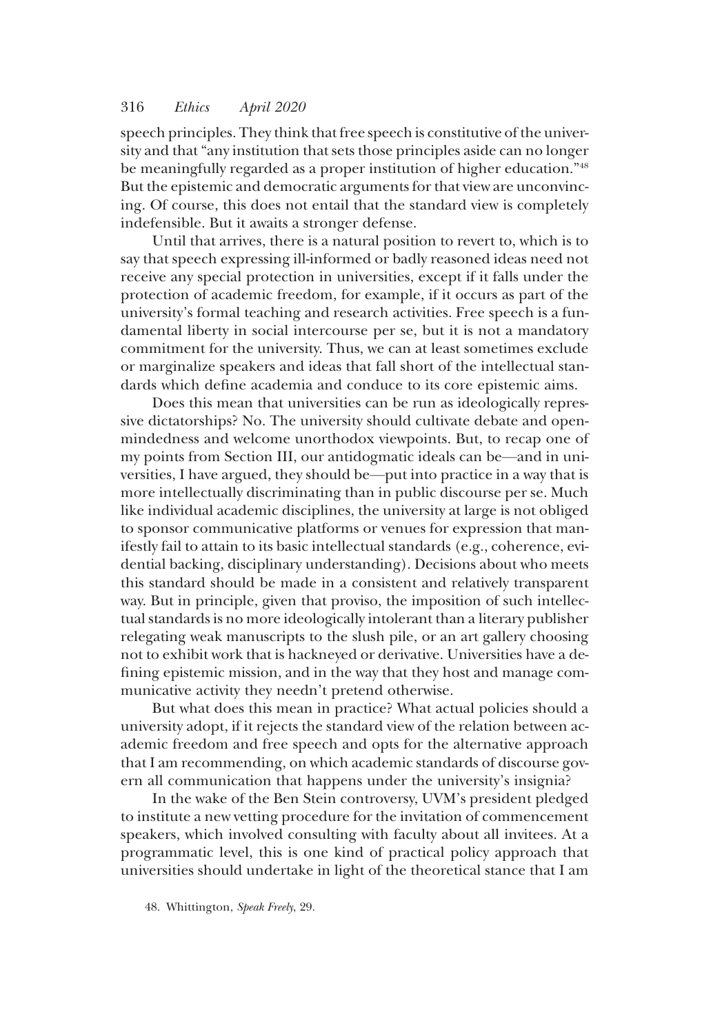speech principles. They think that free speech is constitutive of the university and that "any institution that sets those principles aside can no longer be meaningfully regarded as a proper institution of higher education."[48] But the epistemic and democratic arguments for that view are unconvincing. Of course, this does not entail that the standard view is completely indefensible. But it awaits a stronger defense.

Until that arrives, there is a natural position to revert to, which is to say that speech expressing ill-informed or badly reasoned ideas need not receive any special protection in universities, except if it falls under the protection of academic freedom, for example, if it occurs as part of the university's formal teaching and research activities. Free speech is a fundamental liberty in social intercourse per se, but it is not a mandatory commitment for the university. Thus, we can at least sometimes exclude or marginalize speakers and ideas that fall short of the intellectual standards which define academia and conduce to its core epistemic aims.

Does this mean that universities can be run as ideologically repressive dictatorships? No. The university should cultivate debate and open-mindedness and welcome unorthodox viewpoints. But, to recap one of my points from Section III, our antidogmatic ideals can be—and in universities, I have argued, they should be—put into practice in a way that is more intellectually discriminating than in public discourse per se. Much like individual academic disciplines, the university at large is not obliged to sponsor communicative platforms or venues for expression that manifestly fail to attain to its basic intellectual standards (e.g., coherence, evidential backing, disciplinary understanding). Decisions about who meets this standard should be made in a consistent and relatively transparent way. But in principle, given that proviso, the imposition of such intellectual standards is no more ideologically intolerant than a literary publisher relegating weak manuscripts to the slush pile, or an art gallery choosing not to exhibit work that is hackneyed or derivative. Universities have a defining epistemic mission, and in the way that they host and manage communicative activity they needn't pretend otherwise.

But what does this mean in practice? What actual policies should a university adopt, if it rejects the standard view of the relation between academic freedom and free speech and opts for the alternative approach that I am recommending, on which academic standards of discourse govern all communication that happens under the university's insignia?

In the wake of the Ben Stein controversy, UVM's president pledged to institute a new vetting procedure for the invitation of commencement speakers, which involved consulting with faculty about all invitees. At a programmatic level, this is one kind of practical policy approach that universities should undertake in light of the theoretical stance that I am

48. Whittington, *Speak Freely*, 29.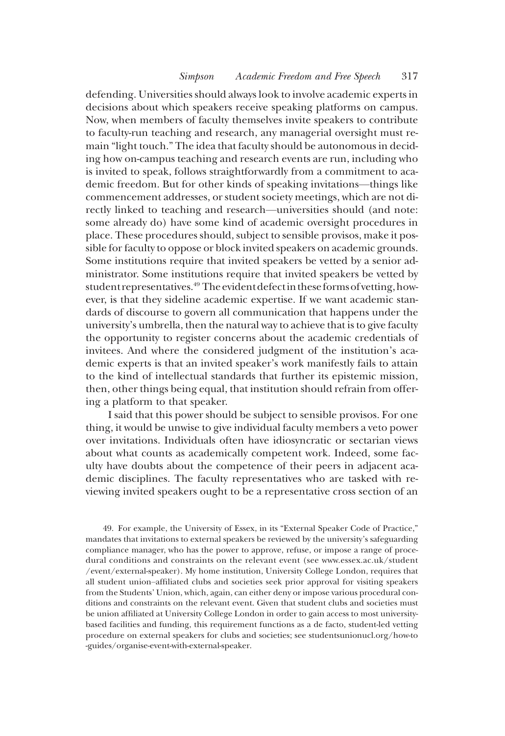defending. Universities should always look to involve academic experts in decisions about which speakers receive speaking platforms on campus. Now, when members of faculty themselves invite speakers to contribute to faculty-run teaching and research, any managerial oversight must remain "light touch." The idea that faculty should be autonomous in deciding how on-campus teaching and research events are run, including who is invited to speak, follows straightforwardly from a commitment to academic freedom. But for other kinds of speaking invitations—things like commencement addresses, or student society meetings, which are not directly linked to teaching and research—universities should (and note: some already do) have some kind of academic oversight procedures in place. These procedures should, subject to sensible provisos, make it possible for faculty to oppose or block invited speakers on academic grounds. Some institutions require that invited speakers be vetted by a senior administrator. Some institutions require that invited speakers be vetted by student representatives.[49] The evident defect in these forms of vetting, however, is that they sideline academic expertise. If we want academic standards of discourse to govern all communication that happens under the university's umbrella, then the natural way to achieve that is to give faculty the opportunity to register concerns about the academic credentials of invitees. And where the considered judgment of the institution's academic experts is that an invited speaker's work manifestly fails to attain to the kind of intellectual standards that further its epistemic mission, then, other things being equal, that institution should refrain from offering a platform to that speaker.

I said that this power should be subject to sensible provisos. For one thing, it would be unwise to give individual faculty members a veto power over invitations. Individuals often have idiosyncratic or sectarian views about what counts as academically competent work. Indeed, some faculty have doubts about the competence of their peers in adjacent academic disciplines. The faculty representatives who are tasked with reviewing invited speakers ought to be a representative cross section of an

49. For example, the University of Essex, in its "External Speaker Code of Practice," mandates that invitations to external speakers be reviewed by the university's safeguarding compliance manager, who has the power to approve, refuse, or impose a range of procedural conditions and constraints on the relevant event (see www.essex.ac.uk/student/event/external-speaker). My home institution, University College London, requires that all student union–affiliated clubs and societies seek prior approval for visiting speakers from the Students' Union, which, again, can either deny or impose various procedural conditions and constraints on the relevant event. Given that student clubs and societies must be union affiliated at University College London in order to gain access to most university-based facilities and funding, this requirement functions as a de facto, student-led vetting procedure on external speakers for clubs and societies; see studentsunionucl.org/how-to-guides/organise-event-with-external-speaker.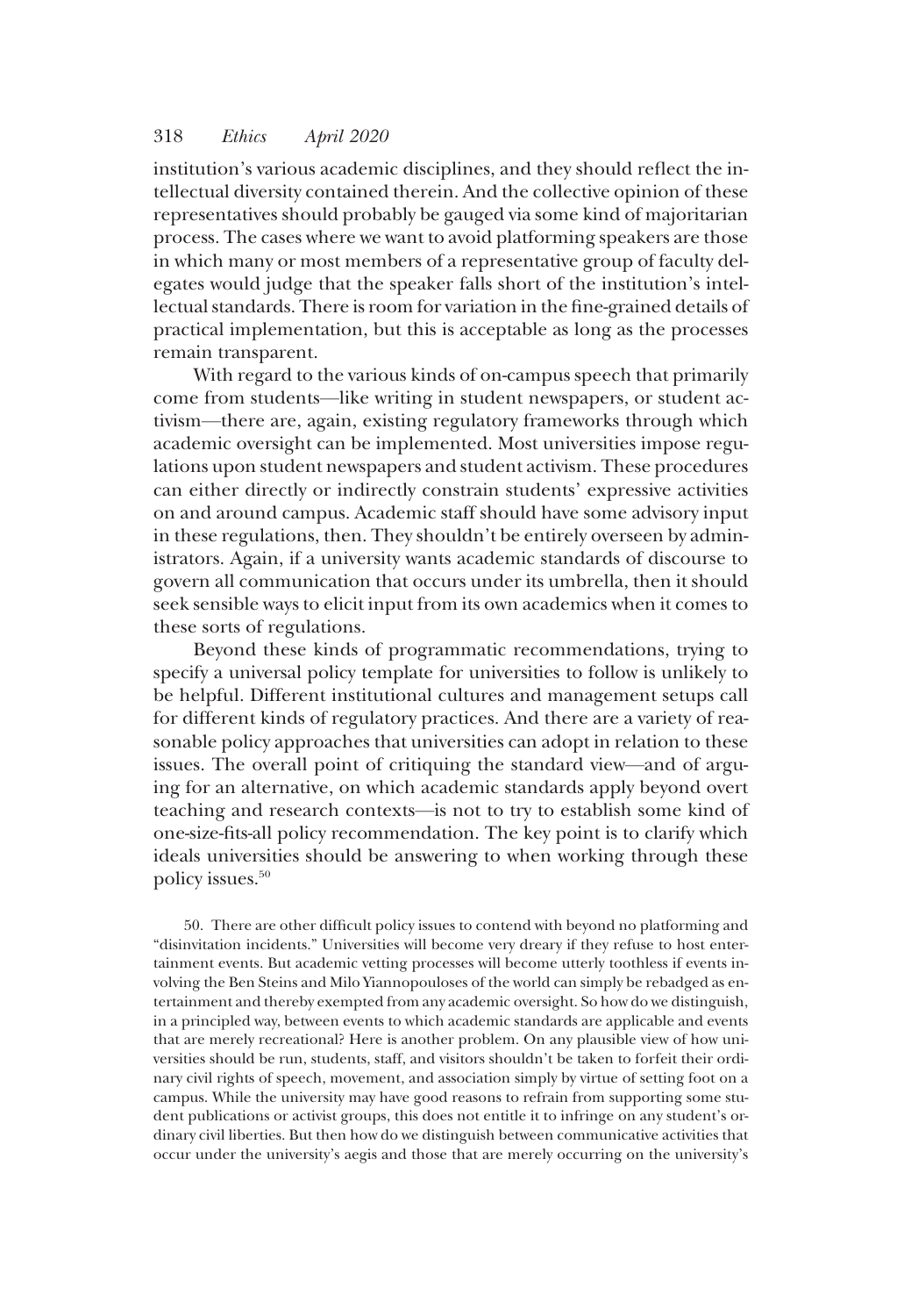institution's various academic disciplines, and they should reflect the intellectual diversity contained therein. And the collective opinion of these representatives should probably be gauged via some kind of majoritarian process. The cases where we want to avoid platforming speakers are those in which many or most members of a representative group of faculty delegates would judge that the speaker falls short of the institution's intellectual standards. There is room for variation in the fine-grained details of practical implementation, but this is acceptable as long as the processes remain transparent.

With regard to the various kinds of on-campus speech that primarily come from students—like writing in student newspapers, or student activism—there are, again, existing regulatory frameworks through which academic oversight can be implemented. Most universities impose regulations upon student newspapers and student activism. These procedures can either directly or indirectly constrain students' expressive activities on and around campus. Academic staff should have some advisory input in these regulations, then. They shouldn't be entirely overseen by administrators. Again, if a university wants academic standards of discourse to govern all communication that occurs under its umbrella, then it should seek sensible ways to elicit input from its own academics when it comes to these sorts of regulations.

Beyond these kinds of programmatic recommendations, trying to specify a universal policy template for universities to follow is unlikely to be helpful. Different institutional cultures and management setups call for different kinds of regulatory practices. And there are a variety of reasonable policy approaches that universities can adopt in relation to these issues. The overall point of critiquing the standard view—and of arguing for an alternative, on which academic standards apply beyond overt teaching and research contexts—is not to try to establish some kind of one-size-fits-all policy recommendation. The key point is to clarify which ideals universities should be answering to when working through these policy issues.[50]

50. There are other difficult policy issues to contend with beyond no platforming and "disinvitation incidents." Universities will become very dreary if they refuse to host entertainment events. But academic vetting processes will become utterly toothless if events involving the Ben Steins and Milo Yiannopouloses of the world can simply be rebadged as entertainment and thereby exempted from any academic oversight. So how do we distinguish, in a principled way, between events to which academic standards are applicable and events that are merely recreational? Here is another problem. On any plausible view of how universities should be run, students, staff, and visitors shouldn't be taken to forfeit their ordinary civil rights of speech, movement, and association simply by virtue of setting foot on a campus. While the university may have good reasons to refrain from supporting some student publications or activist groups, this does not entitle it to infringe on any student's ordinary civil liberties. But then how do we distinguish between communicative activities that occur under the university's aegis and those that are merely occurring on the university's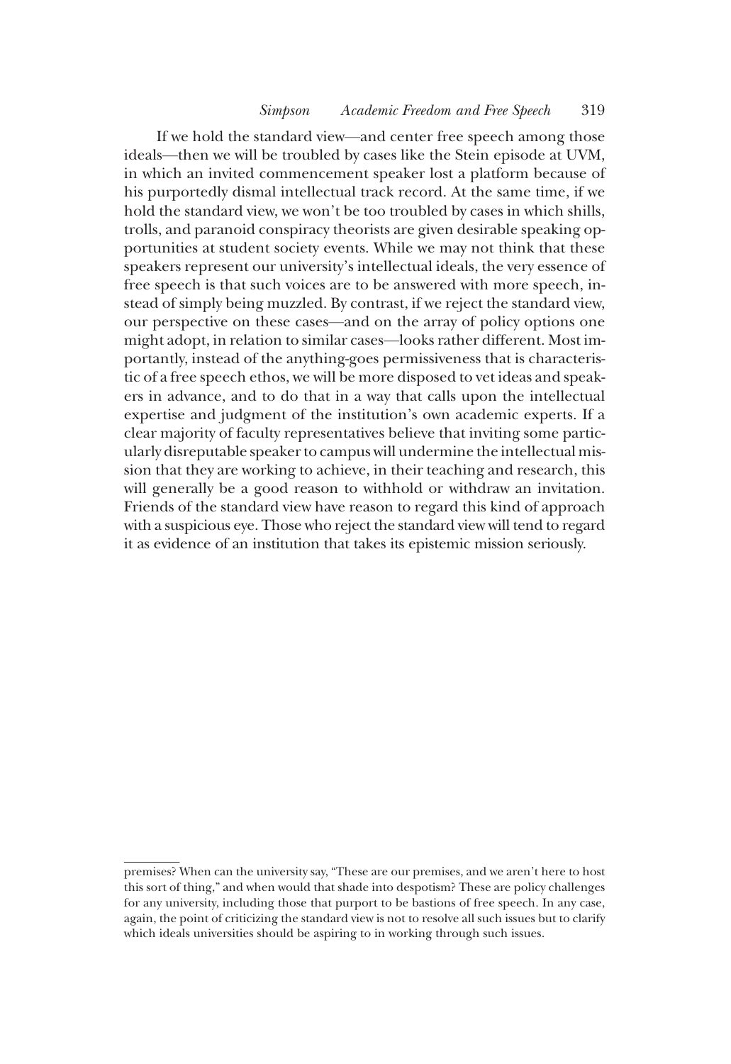If we hold the standard view—and center free speech among those ideals—then we will be troubled by cases like the Stein episode at UVM, in which an invited commencement speaker lost a platform because of his purportedly dismal intellectual track record. At the same time, if we hold the standard view, we won't be too troubled by cases in which shills, trolls, and paranoid conspiracy theorists are given desirable speaking opportunities at student society events. While we may not think that these speakers represent our university's intellectual ideals, the very essence of free speech is that such voices are to be answered with more speech, instead of simply being muzzled. By contrast, if we reject the standard view, our perspective on these cases—and on the array of policy options one might adopt, in relation to similar cases—looks rather different. Most importantly, instead of the anything-goes permissiveness that is characteristic of a free speech ethos, we will be more disposed to vet ideas and speakers in advance, and to do that in a way that calls upon the intellectual expertise and judgment of the institution's own academic experts. If a clear majority of faculty representatives believe that inviting some particularly disreputable speaker to campus will undermine the intellectual mission that they are working to achieve, in their teaching and research, this will generally be a good reason to withhold or withdraw an invitation. Friends of the standard view have reason to regard this kind of approach with a suspicious eye. Those who reject the standard view will tend to regard it as evidence of an institution that takes its epistemic mission seriously.

premises? When can the university say, "These are our premises, and we aren't here to host this sort of thing," and when would that shade into despotism? These are policy challenges for any university, including those that purport to be bastions of free speech. In any case, again, the point of criticizing the standard view is not to resolve all such issues but to clarify which ideals universities should be aspiring to in working through such issues.